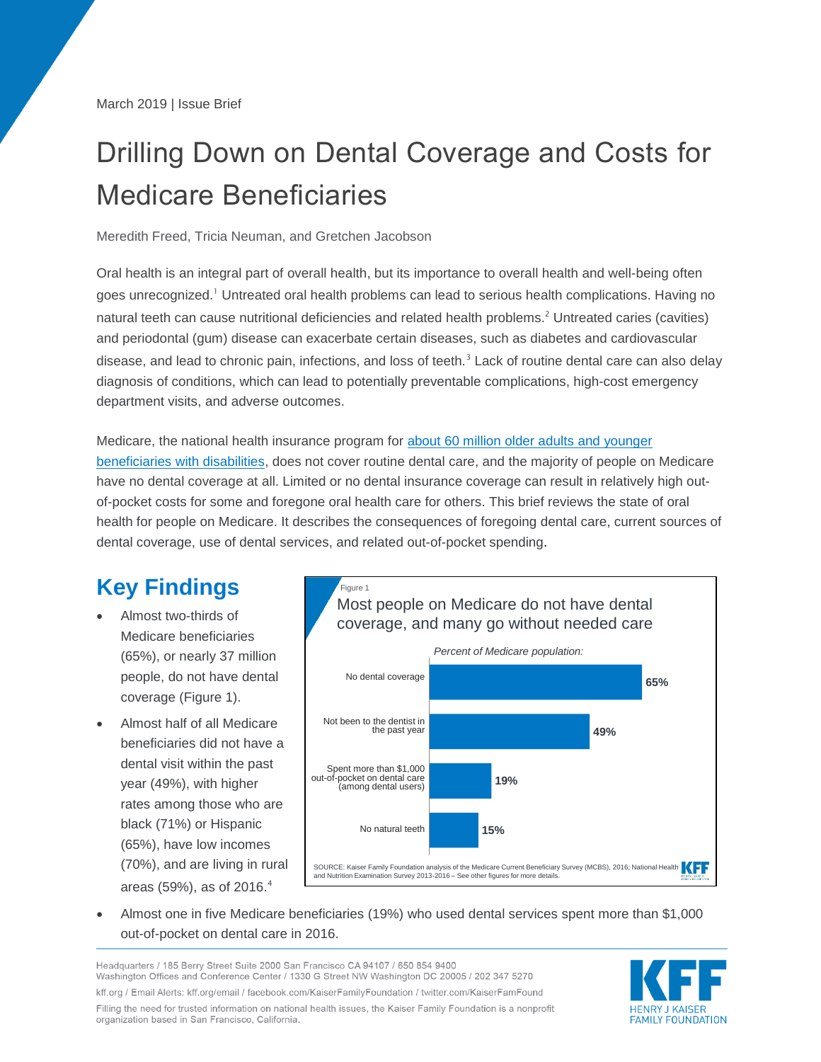March 2019 | Issue Brief

# Drilling Down on Dental Coverage and Costs for Medicare Beneficiaries

Meredith Freed, Tricia Neuman, and Gretchen Jacobson

Oral health is an integral part of overall health, but its importance to overall health and well-being often goes unrecognized.[1] Untreated oral health problems can lead to serious health complications. Having no natural teeth can cause nutritional deficiencies and related health problems.[2] Untreated caries (cavities) and periodontal (gum) disease can exacerbate certain diseases, such as diabetes and cardiovascular disease, and lead to chronic pain, infections, and loss of teeth.[3] Lack of routine dental care can also delay diagnosis of conditions, which can lead to potentially preventable complications, high-cost emergency department visits, and adverse outcomes.

Medicare, the national health insurance program for about 60 million older adults and younger beneficiaries with disabilities, does not cover routine dental care, and the majority of people on Medicare have no dental coverage at all. Limited or no dental insurance coverage can result in relatively high out-of-pocket costs for some and foregone oral health care for others. This brief reviews the state of oral health for people on Medicare. It describes the consequences of foregoing dental care, current sources of dental coverage, use of dental services, and related out-of-pocket spending.

## Key Findings

- Almost two-thirds of Medicare beneficiaries (65%), or nearly 37 million people, do not have dental coverage (Figure 1).
- Almost half of all Medicare beneficiaries did not have a dental visit within the past year (49%), with higher rates among those who are black (71%) or Hispanic (65%), have low incomes (70%), and are living in rural areas (59%), as of 2016.[4]
- Almost one in five Medicare beneficiaries (19%) who used dental services spent more than $1,000 out-of-pocket on dental care in 2016.

Figure 1

Most people on Medicare do not have dental coverage, and many go without needed care

*Percent of Medicare population:*

| | Percent |
|---|---|
| No dental coverage | 65% |
| Not been to the dentist in the past year | 49% |
| Spent more than $1,000 out-of-pocket on dental care (among dental users) | 19% |
| No natural teeth | 15% |

SOURCE: Kaiser Family Foundation analysis of the Medicare Current Beneficiary Survey (MCBS), 2016; National Health and Nutrition Examination Survey 2013-2016 – See other figures for more details.

Headquarters / 185 Berry Street Suite 2000 San Francisco CA 94107 / 650 854 9400
Washington Offices and Conference Center / 1330 G Street NW Washington DC 20005 / 202 347 5270

kff.org / Email Alerts: kff.org/email / facebook.com/KaiserFamilyFoundation / twitter.com/KaiserFamFound

Filling the need for trusted information on national health issues, the Kaiser Family Foundation is a nonprofit organization based in San Francisco, California.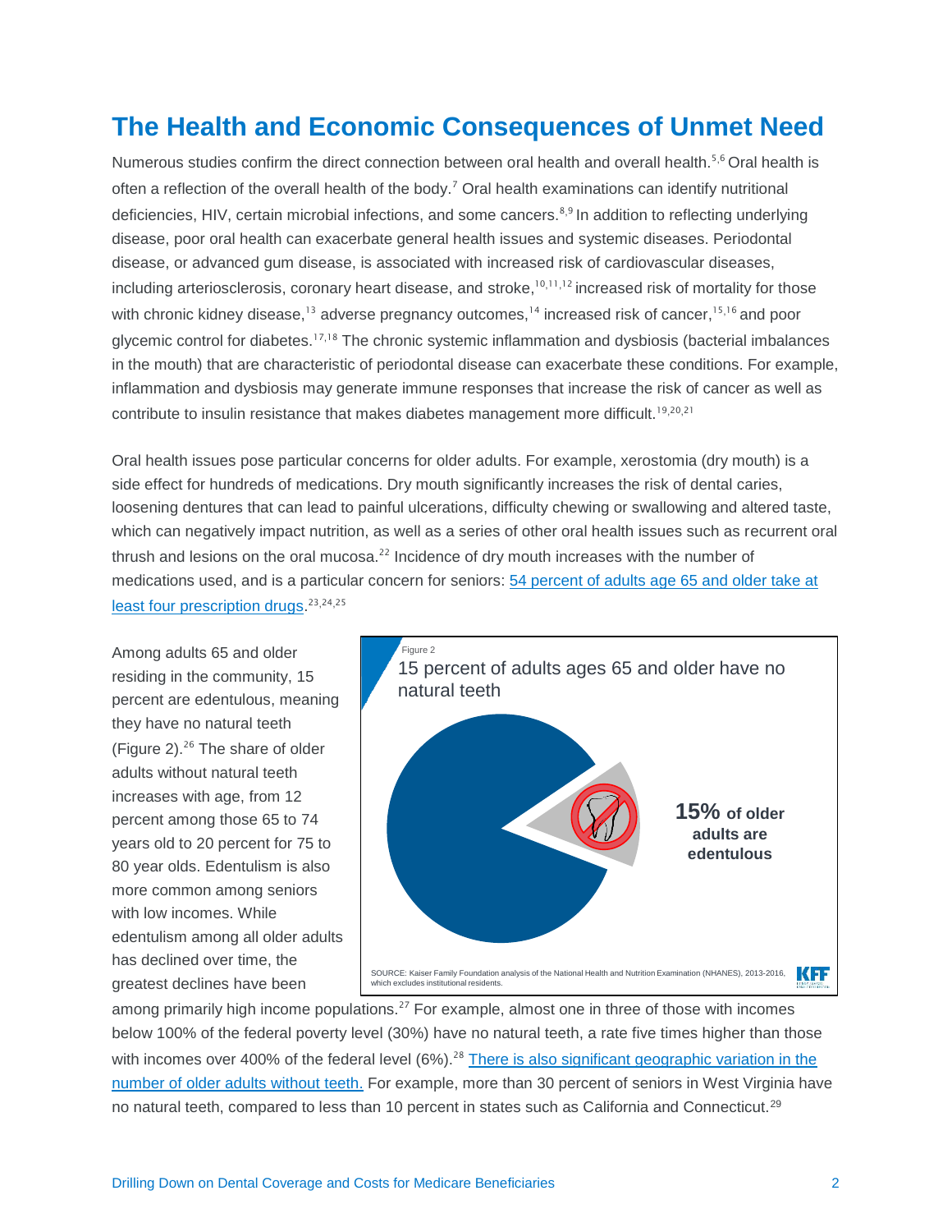# The Health and Economic Consequences of Unmet Need

Numerous studies confirm the direct connection between oral health and overall health.[5,6] Oral health is often a reflection of the overall health of the body.[7] Oral health examinations can identify nutritional deficiencies, HIV, certain microbial infections, and some cancers.[8,9] In addition to reflecting underlying disease, poor oral health can exacerbate general health issues and systemic diseases. Periodontal disease, or advanced gum disease, is associated with increased risk of cardiovascular diseases, including arteriosclerosis, coronary heart disease, and stroke,[10,11,12] increased risk of mortality for those with chronic kidney disease,[13] adverse pregnancy outcomes,[14] increased risk of cancer,[15,16] and poor glycemic control for diabetes.[17,18] The chronic systemic inflammation and dysbiosis (bacterial imbalances in the mouth) that are characteristic of periodontal disease can exacerbate these conditions. For example, inflammation and dysbiosis may generate immune responses that increase the risk of cancer as well as contribute to insulin resistance that makes diabetes management more difficult.[19,20,21]

Oral health issues pose particular concerns for older adults. For example, xerostomia (dry mouth) is a side effect for hundreds of medications. Dry mouth significantly increases the risk of dental caries, loosening dentures that can lead to painful ulcerations, difficulty chewing or swallowing and altered taste, which can negatively impact nutrition, as well as a series of other oral health issues such as recurrent oral thrush and lesions on the oral mucosa.[22] Incidence of dry mouth increases with the number of medications used, and is a particular concern for seniors: 54 percent of adults age 65 and older take at least four prescription drugs.[23,24,25]

Among adults 65 and older residing in the community, 15 percent are edentulous, meaning they have no natural teeth (Figure 2).[26] The share of older adults without natural teeth increases with age, from 12 percent among those 65 to 74 years old to 20 percent for 75 to 80 year olds. Edentulism is also more common among seniors with low incomes. While edentulism among all older adults has declined over time, the greatest declines have been among primarily high income populations.[27] For example, almost one in three of those with incomes below 100% of the federal poverty level (30%) have no natural teeth, a rate five times higher than those with incomes over 400% of the federal level (6%).[28] There is also significant geographic variation in the number of older adults without teeth. For example, more than 30 percent of seniors in West Virginia have no natural teeth, compared to less than 10 percent in states such as California and Connecticut.[29]

Figure 2

15 percent of adults ages 65 and older have no natural teeth

**15% of older adults are edentulous**

SOURCE: Kaiser Family Foundation analysis of the National Health and Nutrition Examination (NHANES), 2013-2016, which excludes institutional residents.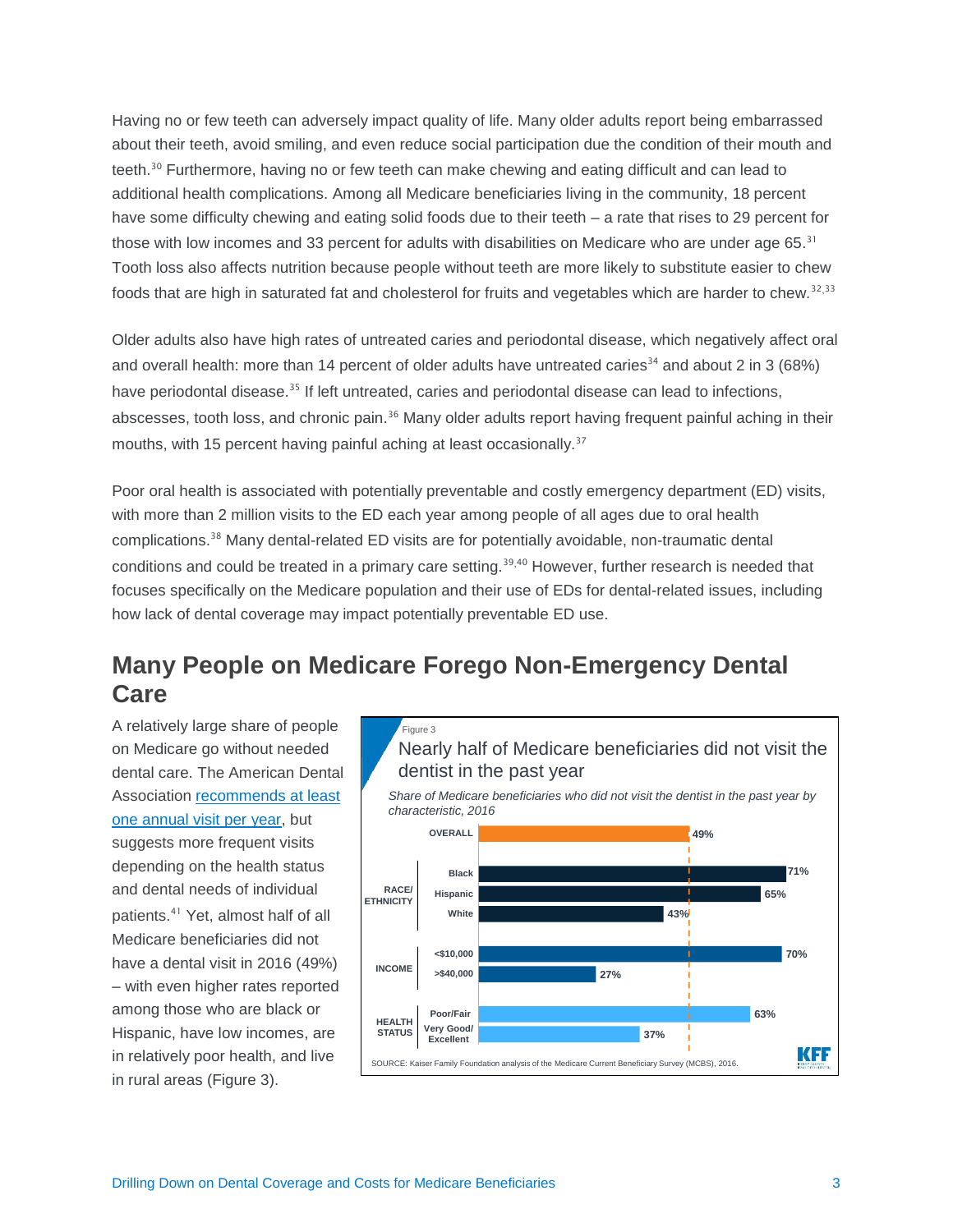Having no or few teeth can adversely impact quality of life. Many older adults report being embarrassed about their teeth, avoid smiling, and even reduce social participation due the condition of their mouth and teeth.[30] Furthermore, having no or few teeth can make chewing and eating difficult and can lead to additional health complications. Among all Medicare beneficiaries living in the community, 18 percent have some difficulty chewing and eating solid foods due to their teeth – a rate that rises to 29 percent for those with low incomes and 33 percent for adults with disabilities on Medicare who are under age 65.[31] Tooth loss also affects nutrition because people without teeth are more likely to substitute easier to chew foods that are high in saturated fat and cholesterol for fruits and vegetables which are harder to chew.[32,33]

Older adults also have high rates of untreated caries and periodontal disease, which negatively affect oral and overall health: more than 14 percent of older adults have untreated caries[34] and about 2 in 3 (68%) have periodontal disease.[35] If left untreated, caries and periodontal disease can lead to infections, abscesses, tooth loss, and chronic pain.[36] Many older adults report having frequent painful aching in their mouths, with 15 percent having painful aching at least occasionally.[37]

Poor oral health is associated with potentially preventable and costly emergency department (ED) visits, with more than 2 million visits to the ED each year among people of all ages due to oral health complications.[38] Many dental-related ED visits are for potentially avoidable, non-traumatic dental conditions and could be treated in a primary care setting.[39,40] However, further research is needed that focuses specifically on the Medicare population and their use of EDs for dental-related issues, including how lack of dental coverage may impact potentially preventable ED use.

## Many People on Medicare Forego Non-Emergency Dental Care

A relatively large share of people on Medicare go without needed dental care. The American Dental Association recommends at least one annual visit per year, but suggests more frequent visits depending on the health status and dental needs of individual patients.[41] Yet, almost half of all Medicare beneficiaries did not have a dental visit in 2016 (49%) – with even higher rates reported among those who are black or Hispanic, have low incomes, are in relatively poor health, and live in rural areas (Figure 3).

Figure 3

Nearly half of Medicare beneficiaries did not visit the dentist in the past year

*Share of Medicare beneficiaries who did not visit the dentist in the past year by characteristic, 2016*

| Characteristic | | Share |
| --- | --- | --- |
| OVERALL | | 49% |
| RACE/ETHNICITY | Black | 71% |
| | Hispanic | 65% |
| | White | 43% |
| INCOME | <$10,000 | 70% |
| | >$40,000 | 27% |
| HEALTH STATUS | Poor/Fair | 63% |
| | Very Good/Excellent | 37% |

SOURCE: Kaiser Family Foundation analysis of the Medicare Current Beneficiary Survey (MCBS), 2016.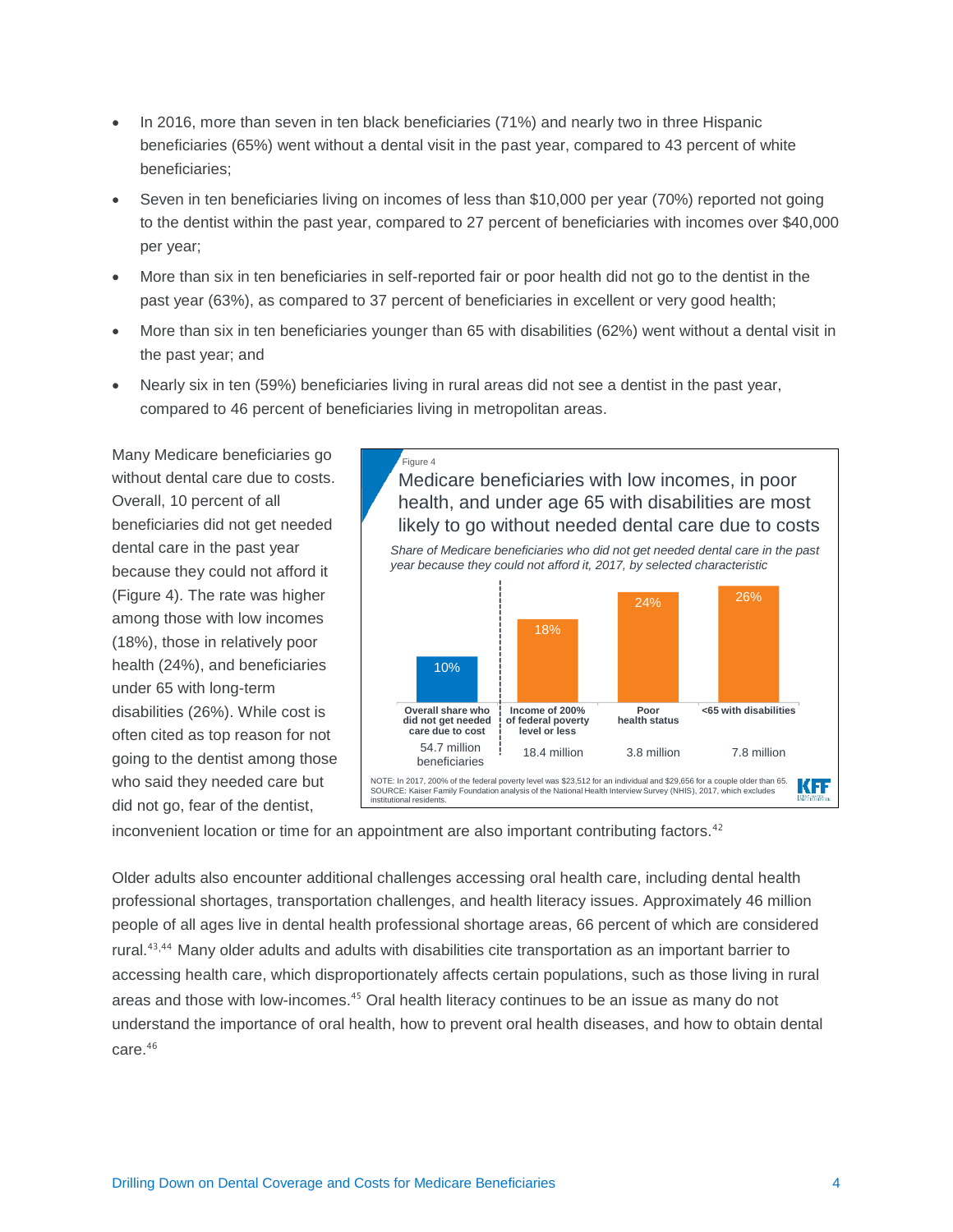- In 2016, more than seven in ten black beneficiaries (71%) and nearly two in three Hispanic beneficiaries (65%) went without a dental visit in the past year, compared to 43 percent of white beneficiaries;
- Seven in ten beneficiaries living on incomes of less than $10,000 per year (70%) reported not going to the dentist within the past year, compared to 27 percent of beneficiaries with incomes over $40,000 per year;
- More than six in ten beneficiaries in self-reported fair or poor health did not go to the dentist in the past year (63%), as compared to 37 percent of beneficiaries in excellent or very good health;
- More than six in ten beneficiaries younger than 65 with disabilities (62%) went without a dental visit in the past year; and
- Nearly six in ten (59%) beneficiaries living in rural areas did not see a dentist in the past year, compared to 46 percent of beneficiaries living in metropolitan areas.

Many Medicare beneficiaries go without dental care due to costs. Overall, 10 percent of all beneficiaries did not get needed dental care in the past year because they could not afford it (Figure 4). The rate was higher among those with low incomes (18%), those in relatively poor health (24%), and beneficiaries under 65 with long-term disabilities (26%). While cost is often cited as top reason for not going to the dentist among those who said they needed care but did not go, fear of the dentist, inconvenient location or time for an appointment are also important contributing factors.[42]

Figure 4

**Medicare beneficiaries with low incomes, in poor health, and under age 65 with disabilities are most likely to go without needed dental care due to costs**

*Share of Medicare beneficiaries who did not get needed dental care in the past year because they could not afford it, 2017, by selected characteristic*

| Characteristic | Share | Number of beneficiaries |
|---|---|---|
| Overall share who did not get needed care due to cost | 10% | 54.7 million beneficiaries |
| Income of 200% of federal poverty level or less | 18% | 18.4 million |
| Poor health status | 24% | 3.8 million |
| <65 with disabilities | 26% | 7.8 million |

NOTE: In 2017, 200% of the federal poverty level was $23,512 for an individual and $29,656 for a couple older than 65.
SOURCE: Kaiser Family Foundation analysis of the National Health Interview Survey (NHIS), 2017, which excludes institutional residents.

Older adults also encounter additional challenges accessing oral health care, including dental health professional shortages, transportation challenges, and health literacy issues. Approximately 46 million people of all ages live in dental health professional shortage areas, 66 percent of which are considered rural.[43,44] Many older adults and adults with disabilities cite transportation as an important barrier to accessing health care, which disproportionately affects certain populations, such as those living in rural areas and those with low-incomes.[45] Oral health literacy continues to be an issue as many do not understand the importance of oral health, how to prevent oral health diseases, and how to obtain dental care.[46]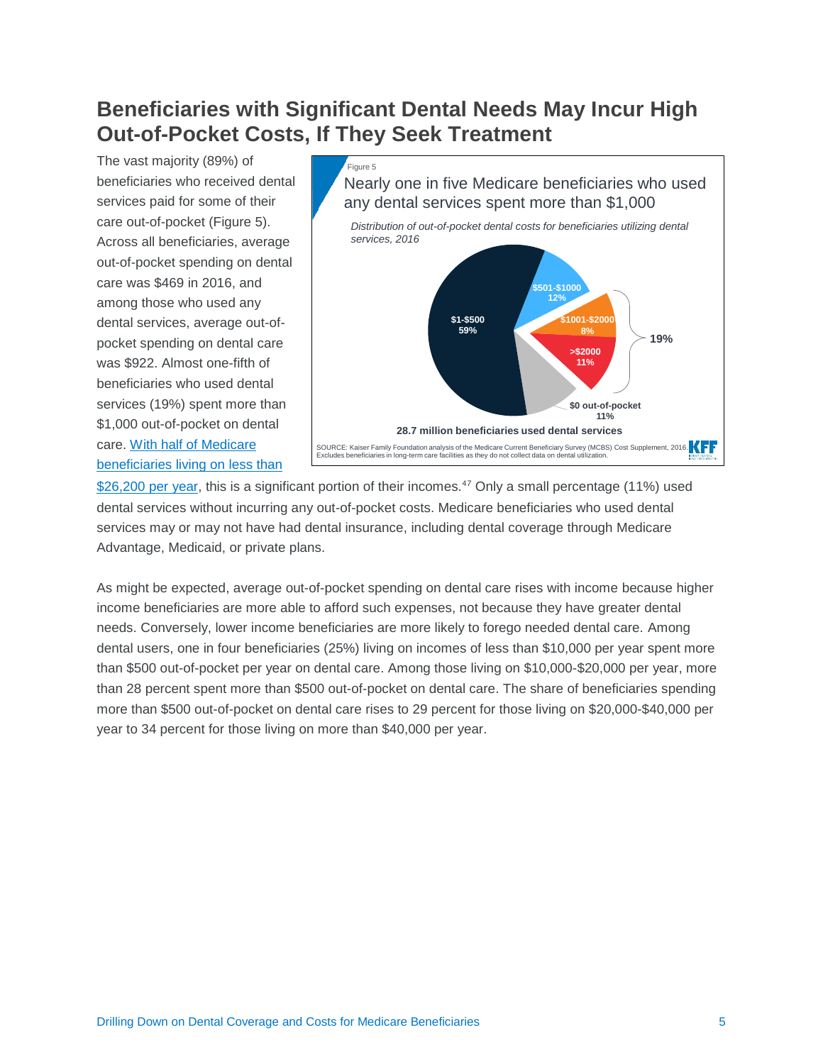## Beneficiaries with Significant Dental Needs May Incur High Out-of-Pocket Costs, If They Seek Treatment

The vast majority (89%) of beneficiaries who received dental services paid for some of their care out-of-pocket (Figure 5). Across all beneficiaries, average out-of-pocket spending on dental care was $469 in 2016, and among those who used any dental services, average out-of-pocket spending on dental care was $922. Almost one-fifth of beneficiaries who used dental services (19%) spent more than $1,000 out-of-pocket on dental care. With half of Medicare beneficiaries living on less than $26,200 per year, this is a significant portion of their incomes.[47] Only a small percentage (11%) used dental services without incurring any out-of-pocket costs. Medicare beneficiaries who used dental services may or may not have had dental insurance, including dental coverage through Medicare Advantage, Medicaid, or private plans.

Figure 5

Nearly one in five Medicare beneficiaries who used any dental services spent more than $1,000

*Distribution of out-of-pocket dental costs for beneficiaries utilizing dental services, 2016*

| Out-of-pocket dental costs | Share |
|---|---|
| $1-$500 | 59% |
| $501-$1000 | 12% |
| $1001-$2000 | 8% |
| >$2000 | 11% |
| $0 out-of-pocket | 11% |

$1001-$2000 and >$2000 combined: 19%

**28.7 million beneficiaries used dental services**

SOURCE: Kaiser Family Foundation analysis of the Medicare Current Beneficiary Survey (MCBS) Cost Supplement, 2016. Excludes beneficiaries in long-term care facilities as they do not collect data on dental utilization.

As might be expected, average out-of-pocket spending on dental care rises with income because higher income beneficiaries are more able to afford such expenses, not because they have greater dental needs. Conversely, lower income beneficiaries are more likely to forego needed dental care. Among dental users, one in four beneficiaries (25%) living on incomes of less than $10,000 per year spent more than $500 out-of-pocket per year on dental care. Among those living on $10,000-$20,000 per year, more than 28 percent spent more than $500 out-of-pocket on dental care. The share of beneficiaries spending more than $500 out-of-pocket on dental care rises to 29 percent for those living on $20,000-$40,000 per year to 34 percent for those living on more than $40,000 per year.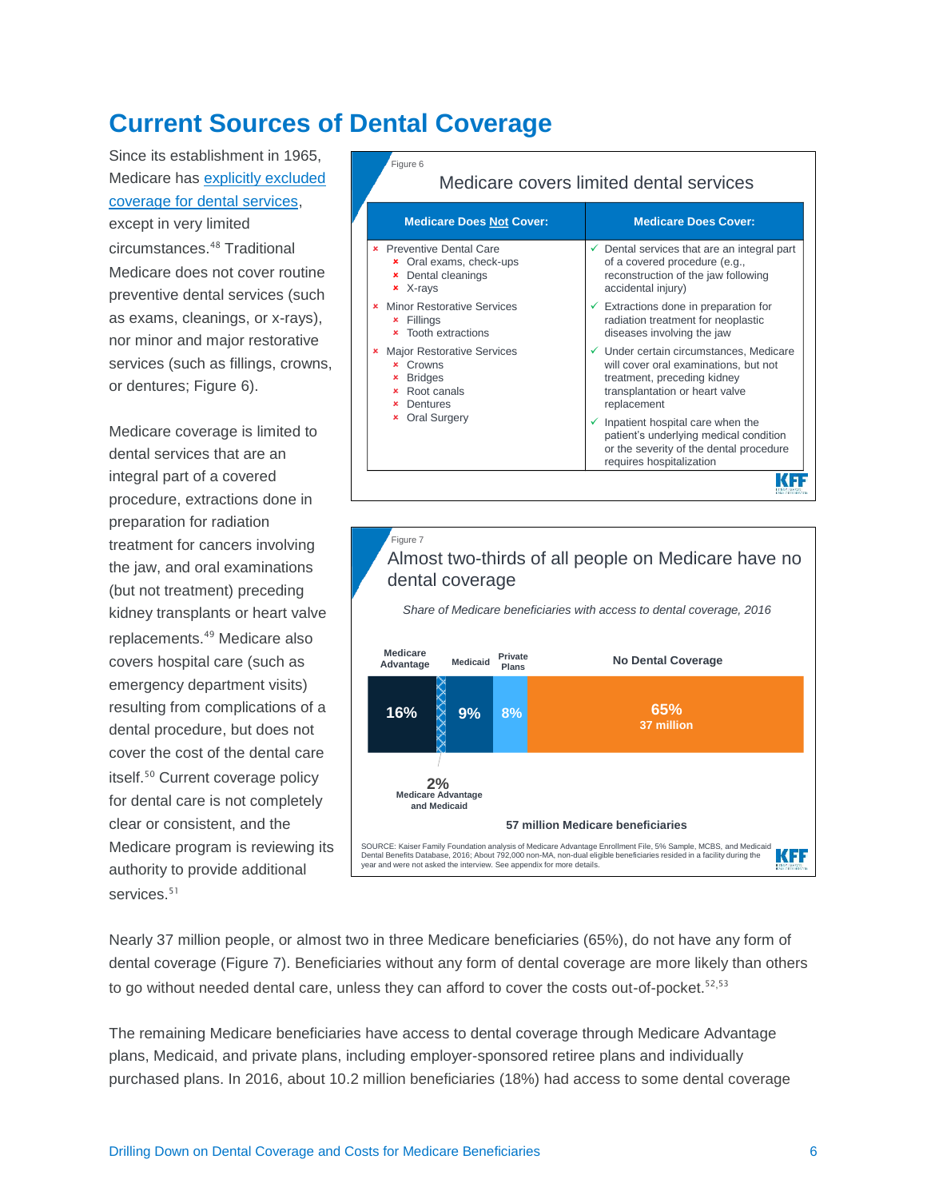# Current Sources of Dental Coverage

Since its establishment in 1965, Medicare has explicitly excluded coverage for dental services, except in very limited circumstances.[48] Traditional Medicare does not cover routine preventive dental services (such as exams, cleanings, or x-rays), nor minor and major restorative services (such as fillings, crowns, or dentures; Figure 6).

Figure 6

Medicare covers limited dental services

| Medicare Does Not Cover: | Medicare Does Cover: |
|---|---|
| × Preventive Dental Care<br>× Oral exams, check-ups<br>× Dental cleanings<br>× X-rays<br>× Minor Restorative Services<br>× Fillings<br>× Tooth extractions<br>× Major Restorative Services<br>× Crowns<br>× Bridges<br>× Root canals<br>× Dentures<br>× Oral Surgery | ✓ Dental services that are an integral part of a covered procedure (e.g., reconstruction of the jaw following accidental injury)<br>✓ Extractions done in preparation for radiation treatment for neoplastic diseases involving the jaw<br>✓ Under certain circumstances, Medicare will cover oral examinations, but not treatment, preceding kidney transplantation or heart valve replacement<br>✓ Inpatient hospital care when the patient's underlying medical condition or the severity of the dental procedure requires hospitalization |

Medicare coverage is limited to dental services that are an integral part of a covered procedure, extractions done in preparation for radiation treatment for cancers involving the jaw, and oral examinations (but not treatment) preceding kidney transplants or heart valve replacements.[49] Medicare also covers hospital care (such as emergency department visits) resulting from complications of a dental procedure, but does not cover the cost of the dental care itself.[50] Current coverage policy for dental care is not completely clear or consistent, and the Medicare program is reviewing its authority to provide additional services.[51]

Figure 7

Almost two-thirds of all people on Medicare have no dental coverage

*Share of Medicare beneficiaries with access to dental coverage, 2016*

| Medicare Advantage | Medicare Advantage and Medicaid | Medicaid | Private Plans | No Dental Coverage |
|---|---|---|---|---|
| 16% | 2% | 9% | 8% | 65% (37 million) |

57 million Medicare beneficiaries

SOURCE: Kaiser Family Foundation analysis of Medicare Advantage Enrollment File, 5% Sample, MCBS, and Medicaid Dental Benefits Database, 2016; About 792,000 non-MA, non-dual eligible beneficiaries resided in a facility during the year and were not asked the interview. See appendix for more details.

Nearly 37 million people, or almost two in three Medicare beneficiaries (65%), do not have any form of dental coverage (Figure 7). Beneficiaries without any form of dental coverage are more likely than others to go without needed dental care, unless they can afford to cover the costs out-of-pocket.[52,53]

The remaining Medicare beneficiaries have access to dental coverage through Medicare Advantage plans, Medicaid, and private plans, including employer-sponsored retiree plans and individually purchased plans. In 2016, about 10.2 million beneficiaries (18%) had access to some dental coverage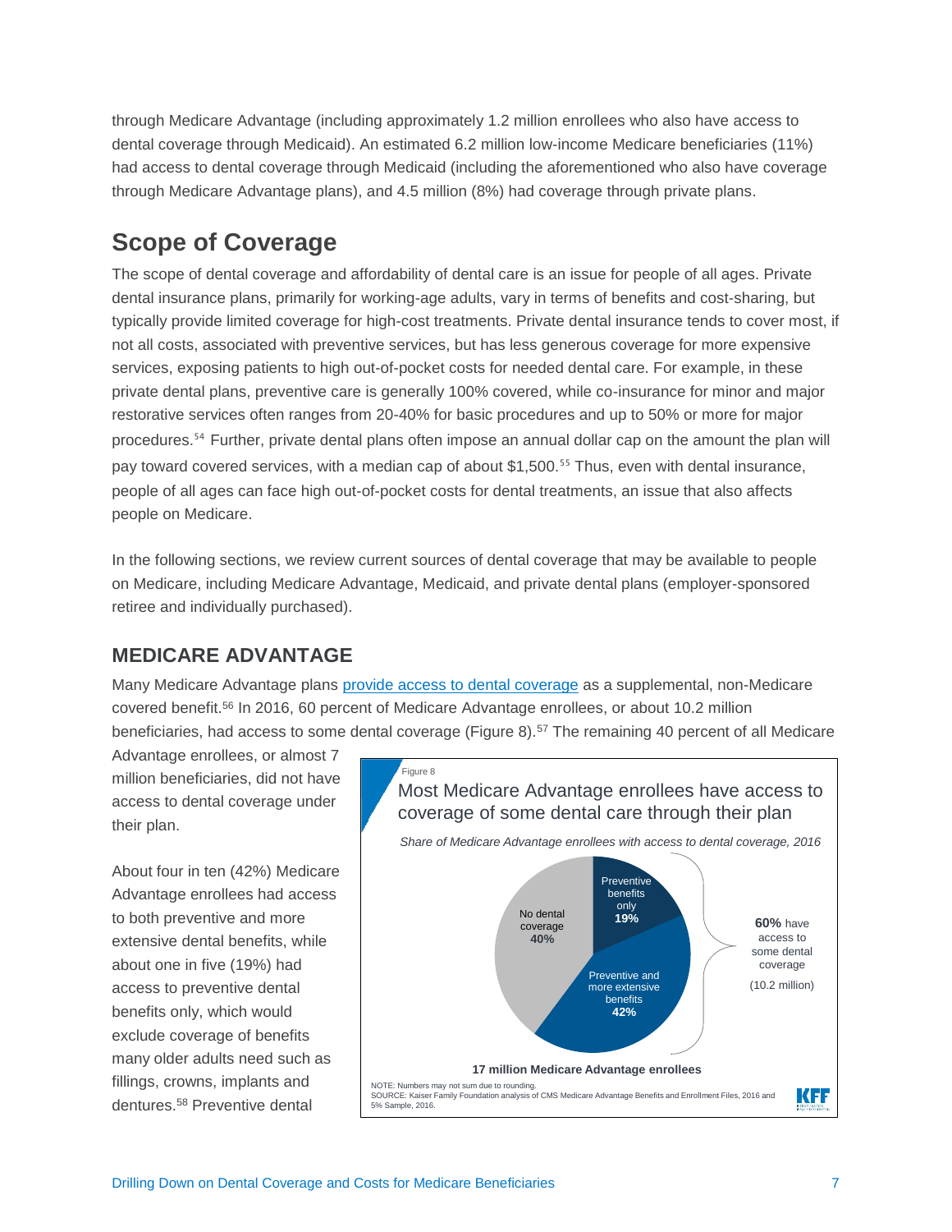through Medicare Advantage (including approximately 1.2 million enrollees who also have access to dental coverage through Medicaid). An estimated 6.2 million low-income Medicare beneficiaries (11%) had access to dental coverage through Medicaid (including the aforementioned who also have coverage through Medicare Advantage plans), and 4.5 million (8%) had coverage through private plans.

## Scope of Coverage

The scope of dental coverage and affordability of dental care is an issue for people of all ages. Private dental insurance plans, primarily for working-age adults, vary in terms of benefits and cost-sharing, but typically provide limited coverage for high-cost treatments. Private dental insurance tends to cover most, if not all costs, associated with preventive services, but has less generous coverage for more expensive services, exposing patients to high out-of-pocket costs for needed dental care. For example, in these private dental plans, preventive care is generally 100% covered, while co-insurance for minor and major restorative services often ranges from 20-40% for basic procedures and up to 50% or more for major procedures.[54] Further, private dental plans often impose an annual dollar cap on the amount the plan will pay toward covered services, with a median cap of about $1,500.[55] Thus, even with dental insurance, people of all ages can face high out-of-pocket costs for dental treatments, an issue that also affects people on Medicare.

In the following sections, we review current sources of dental coverage that may be available to people on Medicare, including Medicare Advantage, Medicaid, and private dental plans (employer-sponsored retiree and individually purchased).

### MEDICARE ADVANTAGE

Many Medicare Advantage plans provide access to dental coverage as a supplemental, non-Medicare covered benefit.[56] In 2016, 60 percent of Medicare Advantage enrollees, or about 10.2 million beneficiaries, had access to some dental coverage (Figure 8).[57] The remaining 40 percent of all Medicare Advantage enrollees, or almost 7 million beneficiaries, did not have access to dental coverage under their plan.

About four in ten (42%) Medicare Advantage enrollees had access to both preventive and more extensive dental benefits, while about one in five (19%) had access to preventive dental benefits only, which would exclude coverage of benefits many older adults need such as fillings, crowns, implants and dentures.[58] Preventive dental

Figure 8

**Most Medicare Advantage enrollees have access to coverage of some dental care through their plan**

*Share of Medicare Advantage enrollees with access to dental coverage, 2016*

| Category | Share |
|---|---|
| No dental coverage | 40% |
| Preventive benefits only | 19% |
| Preventive and more extensive benefits | 42% |

**60%** have access to some dental coverage (10.2 million)

**17 million Medicare Advantage enrollees**

NOTE: Numbers may not sum due to rounding.
SOURCE: Kaiser Family Foundation analysis of CMS Medicare Advantage Benefits and Enrollment Files, 2016 and 5% Sample, 2016.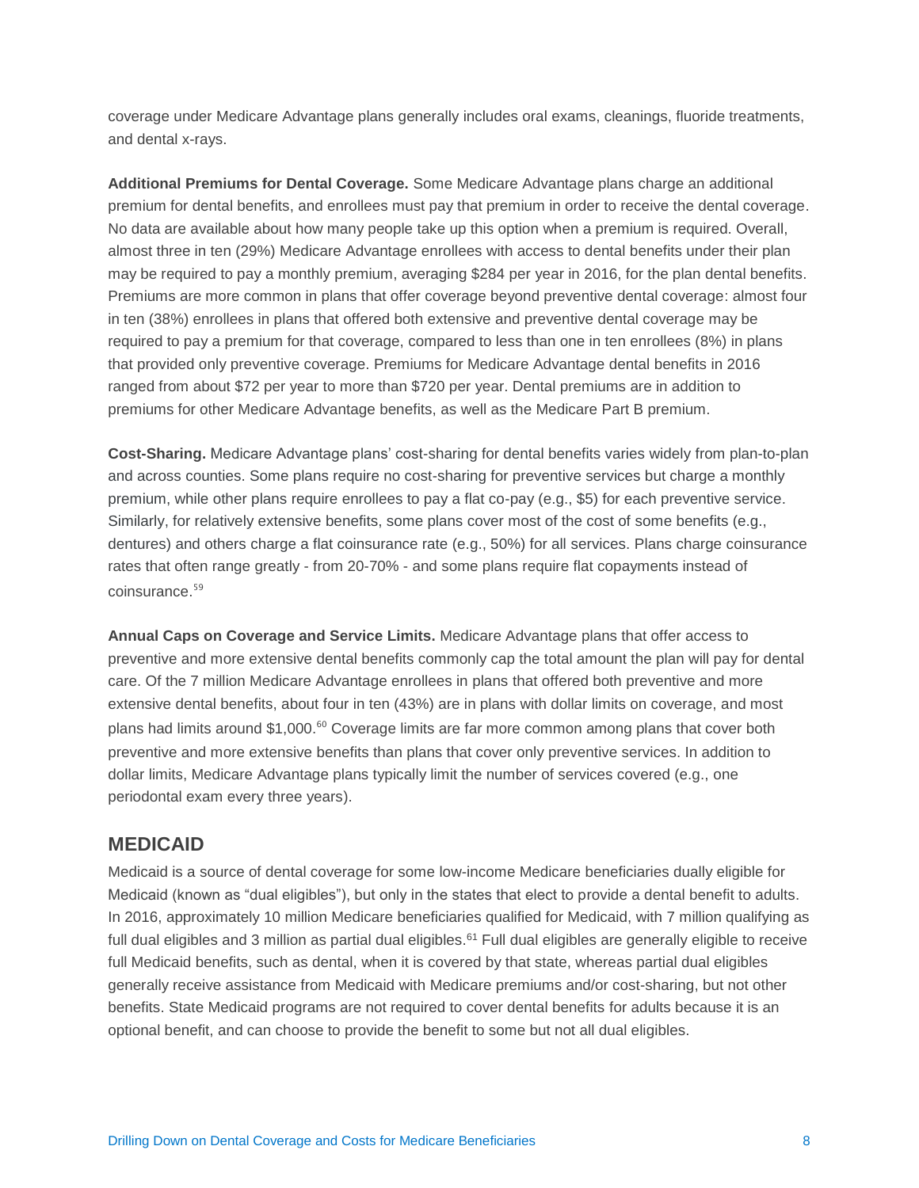coverage under Medicare Advantage plans generally includes oral exams, cleanings, fluoride treatments, and dental x-rays.

**Additional Premiums for Dental Coverage.** Some Medicare Advantage plans charge an additional premium for dental benefits, and enrollees must pay that premium in order to receive the dental coverage. No data are available about how many people take up this option when a premium is required. Overall, almost three in ten (29%) Medicare Advantage enrollees with access to dental benefits under their plan may be required to pay a monthly premium, averaging $284 per year in 2016, for the plan dental benefits. Premiums are more common in plans that offer coverage beyond preventive dental coverage: almost four in ten (38%) enrollees in plans that offered both extensive and preventive dental coverage may be required to pay a premium for that coverage, compared to less than one in ten enrollees (8%) in plans that provided only preventive coverage. Premiums for Medicare Advantage dental benefits in 2016 ranged from about $72 per year to more than $720 per year. Dental premiums are in addition to premiums for other Medicare Advantage benefits, as well as the Medicare Part B premium.

**Cost-Sharing.** Medicare Advantage plans' cost-sharing for dental benefits varies widely from plan-to-plan and across counties. Some plans require no cost-sharing for preventive services but charge a monthly premium, while other plans require enrollees to pay a flat co-pay (e.g., $5) for each preventive service. Similarly, for relatively extensive benefits, some plans cover most of the cost of some benefits (e.g., dentures) and others charge a flat coinsurance rate (e.g., 50%) for all services. Plans charge coinsurance rates that often range greatly - from 20-70% - and some plans require flat copayments instead of coinsurance.[59]

**Annual Caps on Coverage and Service Limits.** Medicare Advantage plans that offer access to preventive and more extensive dental benefits commonly cap the total amount the plan will pay for dental care. Of the 7 million Medicare Advantage enrollees in plans that offered both preventive and more extensive dental benefits, about four in ten (43%) are in plans with dollar limits on coverage, and most plans had limits around $1,000.[60] Coverage limits are far more common among plans that cover both preventive and more extensive benefits than plans that cover only preventive services. In addition to dollar limits, Medicare Advantage plans typically limit the number of services covered (e.g., one periodontal exam every three years).

## MEDICAID

Medicaid is a source of dental coverage for some low-income Medicare beneficiaries dually eligible for Medicaid (known as "dual eligibles"), but only in the states that elect to provide a dental benefit to adults. In 2016, approximately 10 million Medicare beneficiaries qualified for Medicaid, with 7 million qualifying as full dual eligibles and 3 million as partial dual eligibles.[61] Full dual eligibles are generally eligible to receive full Medicaid benefits, such as dental, when it is covered by that state, whereas partial dual eligibles generally receive assistance from Medicaid with Medicare premiums and/or cost-sharing, but not other benefits. State Medicaid programs are not required to cover dental benefits for adults because it is an optional benefit, and can choose to provide the benefit to some but not all dual eligibles.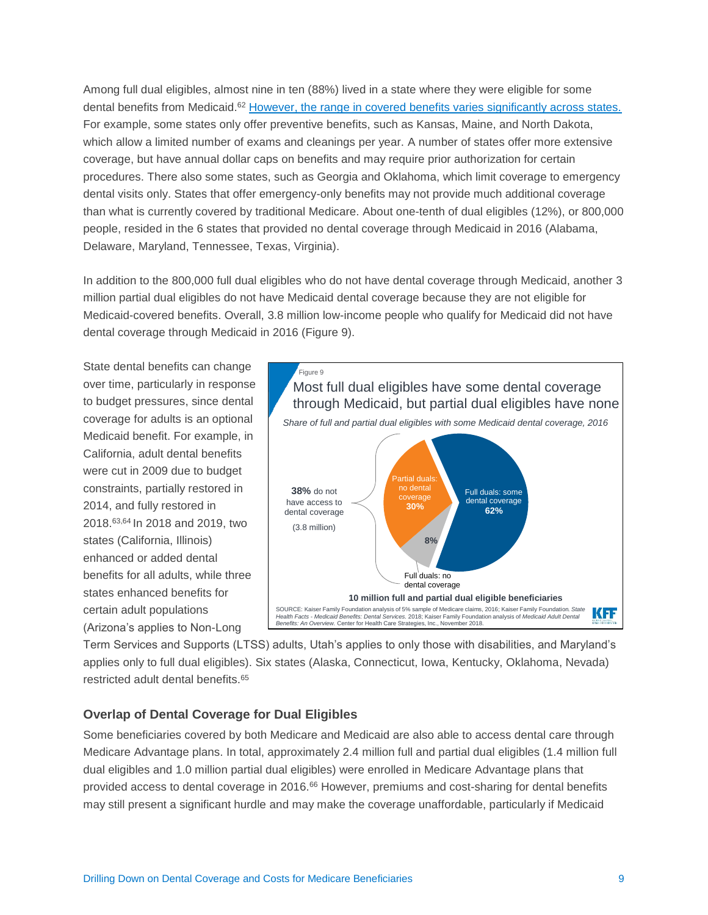Among full dual eligibles, almost nine in ten (88%) lived in a state where they were eligible for some dental benefits from Medicaid.[62] However, the range in covered benefits varies significantly across states. For example, some states only offer preventive benefits, such as Kansas, Maine, and North Dakota, which allow a limited number of exams and cleanings per year. A number of states offer more extensive coverage, but have annual dollar caps on benefits and may require prior authorization for certain procedures. There also some states, such as Georgia and Oklahoma, which limit coverage to emergency dental visits only. States that offer emergency-only benefits may not provide much additional coverage than what is currently covered by traditional Medicare. About one-tenth of dual eligibles (12%), or 800,000 people, resided in the 6 states that provided no dental coverage through Medicaid in 2016 (Alabama, Delaware, Maryland, Tennessee, Texas, Virginia).

In addition to the 800,000 full dual eligibles who do not have dental coverage through Medicaid, another 3 million partial dual eligibles do not have Medicaid dental coverage because they are not eligible for Medicaid-covered benefits. Overall, 3.8 million low-income people who qualify for Medicaid did not have dental coverage through Medicaid in 2016 (Figure 9).

State dental benefits can change over time, particularly in response to budget pressures, since dental coverage for adults is an optional Medicaid benefit. For example, in California, adult dental benefits were cut in 2009 due to budget constraints, partially restored in 2014, and fully restored in 2018.[63,64] In 2018 and 2019, two states (California, Illinois) enhanced or added dental benefits for all adults, while three states enhanced benefits for certain adult populations (Arizona's applies to Non-Long Term Services and Supports (LTSS) adults, Utah's applies to only those with disabilities, and Maryland's applies only to full dual eligibles). Six states (Alaska, Connecticut, Iowa, Kentucky, Oklahoma, Nevada) restricted adult dental benefits.[65]

Figure 9

Most full dual eligibles have some dental coverage through Medicaid, but partial dual eligibles have none

*Share of full and partial dual eligibles with some Medicaid dental coverage, 2016*

- Full duals: some dental coverage: 62%
- Partial duals: no dental coverage: 30%
- Full duals: no dental coverage: 8%
- **38%** do not have access to dental coverage (3.8 million)

**10 million full and partial dual eligible beneficiaries**

SOURCE: Kaiser Family Foundation analysis of 5% sample of Medicare claims, 2016; Kaiser Family Foundation. *State Health Facts - Medicaid Benefits: Dental Services.* 2018; Kaiser Family Foundation analysis of *Medicaid Adult Dental Benefits: An Overview.* Center for Health Care Strategies, Inc., November 2018.

### Overlap of Dental Coverage for Dual Eligibles

Some beneficiaries covered by both Medicare and Medicaid are also able to access dental care through Medicare Advantage plans. In total, approximately 2.4 million full and partial dual eligibles (1.4 million full dual eligibles and 1.0 million partial dual eligibles) were enrolled in Medicare Advantage plans that provided access to dental coverage in 2016.[66] However, premiums and cost-sharing for dental benefits may still present a significant hurdle and may make the coverage unaffordable, particularly if Medicaid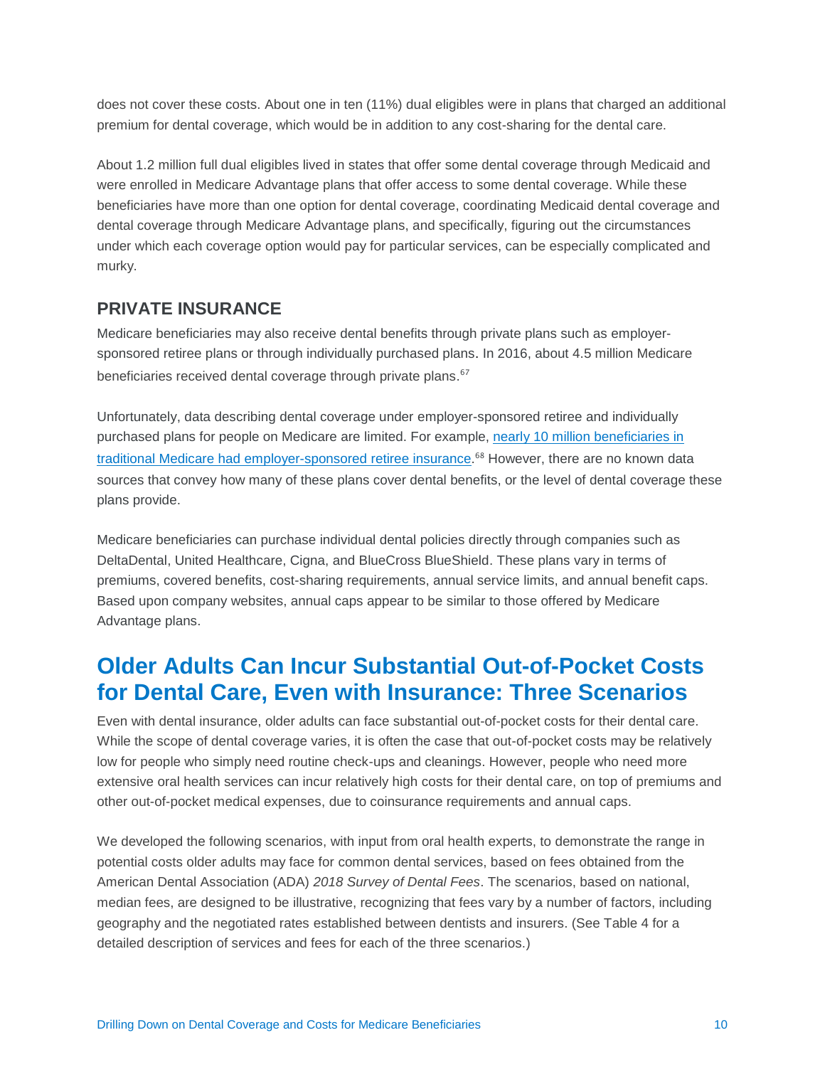does not cover these costs. About one in ten (11%) dual eligibles were in plans that charged an additional premium for dental coverage, which would be in addition to any cost-sharing for the dental care.

About 1.2 million full dual eligibles lived in states that offer some dental coverage through Medicaid and were enrolled in Medicare Advantage plans that offer access to some dental coverage. While these beneficiaries have more than one option for dental coverage, coordinating Medicaid dental coverage and dental coverage through Medicare Advantage plans, and specifically, figuring out the circumstances under which each coverage option would pay for particular services, can be especially complicated and murky.

### PRIVATE INSURANCE

Medicare beneficiaries may also receive dental benefits through private plans such as employer-sponsored retiree plans or through individually purchased plans. In 2016, about 4.5 million Medicare beneficiaries received dental coverage through private plans.[67]

Unfortunately, data describing dental coverage under employer-sponsored retiree and individually purchased plans for people on Medicare are limited. For example, nearly 10 million beneficiaries in traditional Medicare had employer-sponsored retiree insurance.[68] However, there are no known data sources that convey how many of these plans cover dental benefits, or the level of dental coverage these plans provide.

Medicare beneficiaries can purchase individual dental policies directly through companies such as DeltaDental, United Healthcare, Cigna, and BlueCross BlueShield. These plans vary in terms of premiums, covered benefits, cost-sharing requirements, annual service limits, and annual benefit caps. Based upon company websites, annual caps appear to be similar to those offered by Medicare Advantage plans.

## Older Adults Can Incur Substantial Out-of-Pocket Costs for Dental Care, Even with Insurance: Three Scenarios

Even with dental insurance, older adults can face substantial out-of-pocket costs for their dental care. While the scope of dental coverage varies, it is often the case that out-of-pocket costs may be relatively low for people who simply need routine check-ups and cleanings. However, people who need more extensive oral health services can incur relatively high costs for their dental care, on top of premiums and other out-of-pocket medical expenses, due to coinsurance requirements and annual caps.

We developed the following scenarios, with input from oral health experts, to demonstrate the range in potential costs older adults may face for common dental services, based on fees obtained from the American Dental Association (ADA) *2018 Survey of Dental Fees*. The scenarios, based on national, median fees, are designed to be illustrative, recognizing that fees vary by a number of factors, including geography and the negotiated rates established between dentists and insurers. (See Table 4 for a detailed description of services and fees for each of the three scenarios.)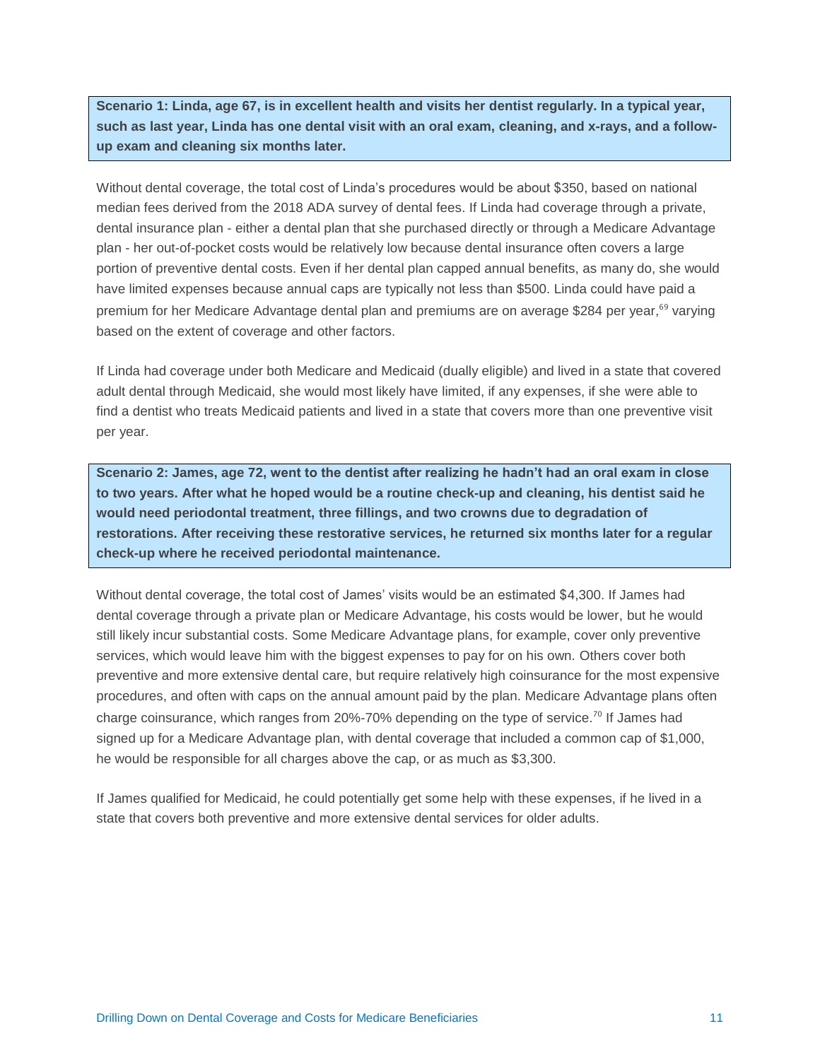**Scenario 1: Linda, age 67, is in excellent health and visits her dentist regularly. In a typical year, such as last year, Linda has one dental visit with an oral exam, cleaning, and x-rays, and a follow-up exam and cleaning six months later.**

Without dental coverage, the total cost of Linda's procedures would be about $350, based on national median fees derived from the 2018 ADA survey of dental fees. If Linda had coverage through a private, dental insurance plan - either a dental plan that she purchased directly or through a Medicare Advantage plan - her out-of-pocket costs would be relatively low because dental insurance often covers a large portion of preventive dental costs. Even if her dental plan capped annual benefits, as many do, she would have limited expenses because annual caps are typically not less than $500. Linda could have paid a premium for her Medicare Advantage dental plan and premiums are on average $284 per year,[69] varying based on the extent of coverage and other factors.

If Linda had coverage under both Medicare and Medicaid (dually eligible) and lived in a state that covered adult dental through Medicaid, she would most likely have limited, if any expenses, if she were able to find a dentist who treats Medicaid patients and lived in a state that covers more than one preventive visit per year.

**Scenario 2: James, age 72, went to the dentist after realizing he hadn't had an oral exam in close to two years. After what he hoped would be a routine check-up and cleaning, his dentist said he would need periodontal treatment, three fillings, and two crowns due to degradation of restorations. After receiving these restorative services, he returned six months later for a regular check-up where he received periodontal maintenance.**

Without dental coverage, the total cost of James' visits would be an estimated $4,300. If James had dental coverage through a private plan or Medicare Advantage, his costs would be lower, but he would still likely incur substantial costs. Some Medicare Advantage plans, for example, cover only preventive services, which would leave him with the biggest expenses to pay for on his own. Others cover both preventive and more extensive dental care, but require relatively high coinsurance for the most expensive procedures, and often with caps on the annual amount paid by the plan. Medicare Advantage plans often charge coinsurance, which ranges from 20%-70% depending on the type of service.[70] If James had signed up for a Medicare Advantage plan, with dental coverage that included a common cap of $1,000, he would be responsible for all charges above the cap, or as much as $3,300.

If James qualified for Medicaid, he could potentially get some help with these expenses, if he lived in a state that covers both preventive and more extensive dental services for older adults.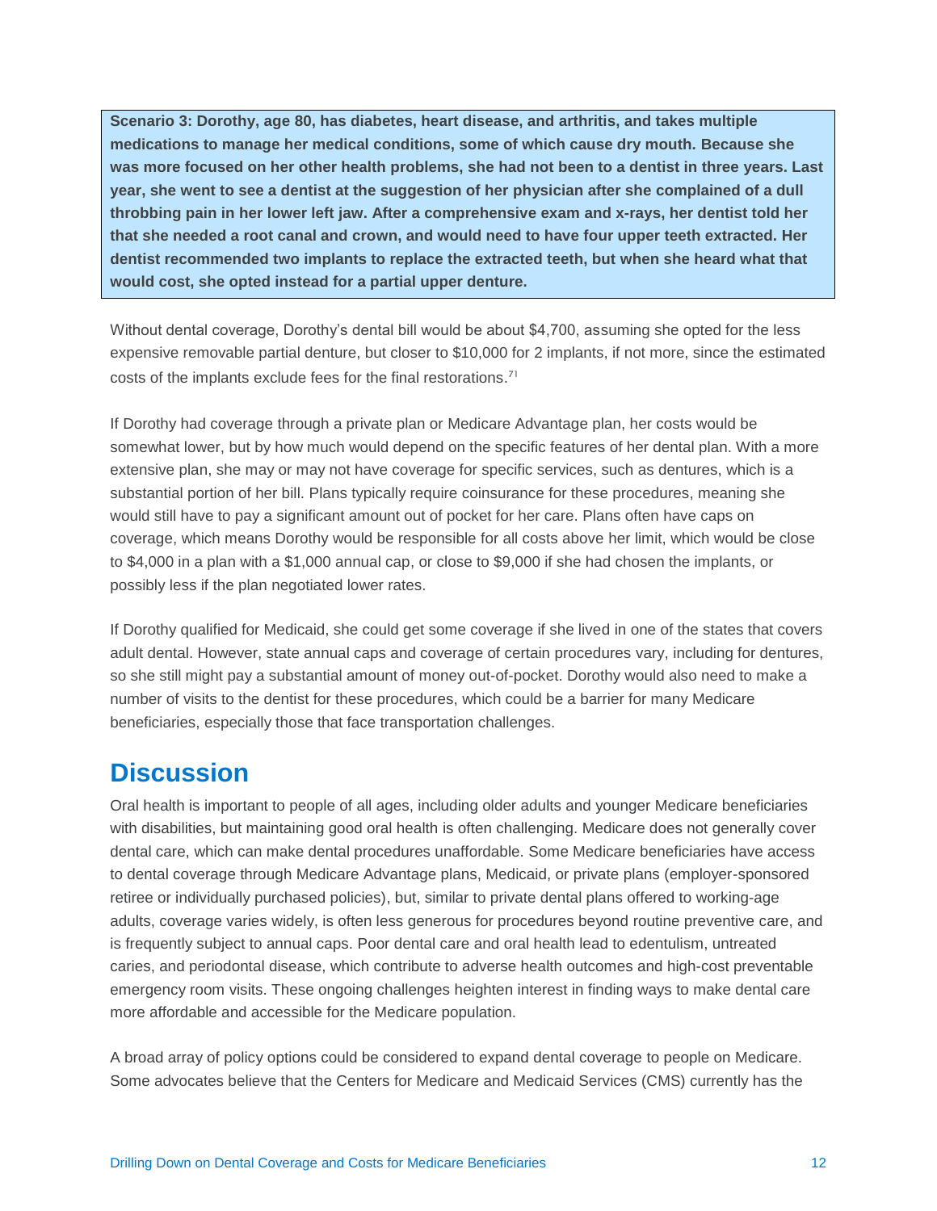**Scenario 3: Dorothy, age 80, has diabetes, heart disease, and arthritis, and takes multiple medications to manage her medical conditions, some of which cause dry mouth. Because she was more focused on her other health problems, she had not been to a dentist in three years. Last year, she went to see a dentist at the suggestion of her physician after she complained of a dull throbbing pain in her lower left jaw. After a comprehensive exam and x-rays, her dentist told her that she needed a root canal and crown, and would need to have four upper teeth extracted. Her dentist recommended two implants to replace the extracted teeth, but when she heard what that would cost, she opted instead for a partial upper denture.**

Without dental coverage, Dorothy's dental bill would be about $4,700, assuming she opted for the less expensive removable partial denture, but closer to $10,000 for 2 implants, if not more, since the estimated costs of the implants exclude fees for the final restorations.[71]

If Dorothy had coverage through a private plan or Medicare Advantage plan, her costs would be somewhat lower, but by how much would depend on the specific features of her dental plan. With a more extensive plan, she may or may not have coverage for specific services, such as dentures, which is a substantial portion of her bill. Plans typically require coinsurance for these procedures, meaning she would still have to pay a significant amount out of pocket for her care. Plans often have caps on coverage, which means Dorothy would be responsible for all costs above her limit, which would be close to $4,000 in a plan with a $1,000 annual cap, or close to $9,000 if she had chosen the implants, or possibly less if the plan negotiated lower rates.

If Dorothy qualified for Medicaid, she could get some coverage if she lived in one of the states that covers adult dental. However, state annual caps and coverage of certain procedures vary, including for dentures, so she still might pay a substantial amount of money out-of-pocket. Dorothy would also need to make a number of visits to the dentist for these procedures, which could be a barrier for many Medicare beneficiaries, especially those that face transportation challenges.

# Discussion

Oral health is important to people of all ages, including older adults and younger Medicare beneficiaries with disabilities, but maintaining good oral health is often challenging. Medicare does not generally cover dental care, which can make dental procedures unaffordable. Some Medicare beneficiaries have access to dental coverage through Medicare Advantage plans, Medicaid, or private plans (employer-sponsored retiree or individually purchased policies), but, similar to private dental plans offered to working-age adults, coverage varies widely, is often less generous for procedures beyond routine preventive care, and is frequently subject to annual caps. Poor dental care and oral health lead to edentulism, untreated caries, and periodontal disease, which contribute to adverse health outcomes and high-cost preventable emergency room visits. These ongoing challenges heighten interest in finding ways to make dental care more affordable and accessible for the Medicare population.

A broad array of policy options could be considered to expand dental coverage to people on Medicare. Some advocates believe that the Centers for Medicare and Medicaid Services (CMS) currently has the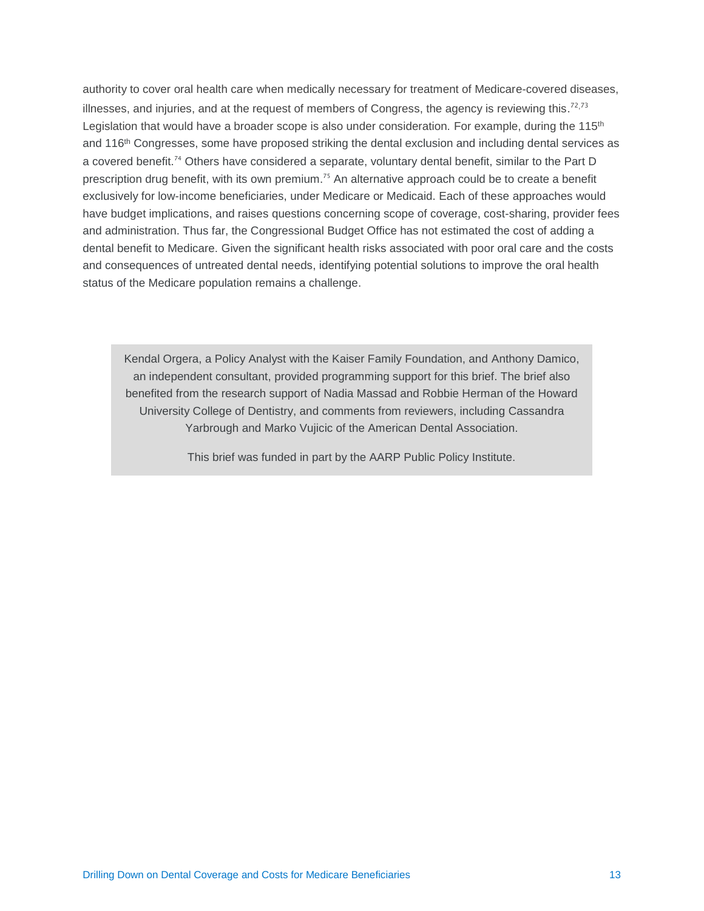authority to cover oral health care when medically necessary for treatment of Medicare-covered diseases, illnesses, and injuries, and at the request of members of Congress, the agency is reviewing this.[72,73] Legislation that would have a broader scope is also under consideration. For example, during the 115th and 116th Congresses, some have proposed striking the dental exclusion and including dental services as a covered benefit.[74] Others have considered a separate, voluntary dental benefit, similar to the Part D prescription drug benefit, with its own premium.[75] An alternative approach could be to create a benefit exclusively for low-income beneficiaries, under Medicare or Medicaid. Each of these approaches would have budget implications, and raises questions concerning scope of coverage, cost-sharing, provider fees and administration. Thus far, the Congressional Budget Office has not estimated the cost of adding a dental benefit to Medicare. Given the significant health risks associated with poor oral care and the costs and consequences of untreated dental needs, identifying potential solutions to improve the oral health status of the Medicare population remains a challenge.

Kendal Orgera, a Policy Analyst with the Kaiser Family Foundation, and Anthony Damico, an independent consultant, provided programming support for this brief. The brief also benefited from the research support of Nadia Massad and Robbie Herman of the Howard University College of Dentistry, and comments from reviewers, including Cassandra Yarbrough and Marko Vujicic of the American Dental Association.

This brief was funded in part by the AARP Public Policy Institute.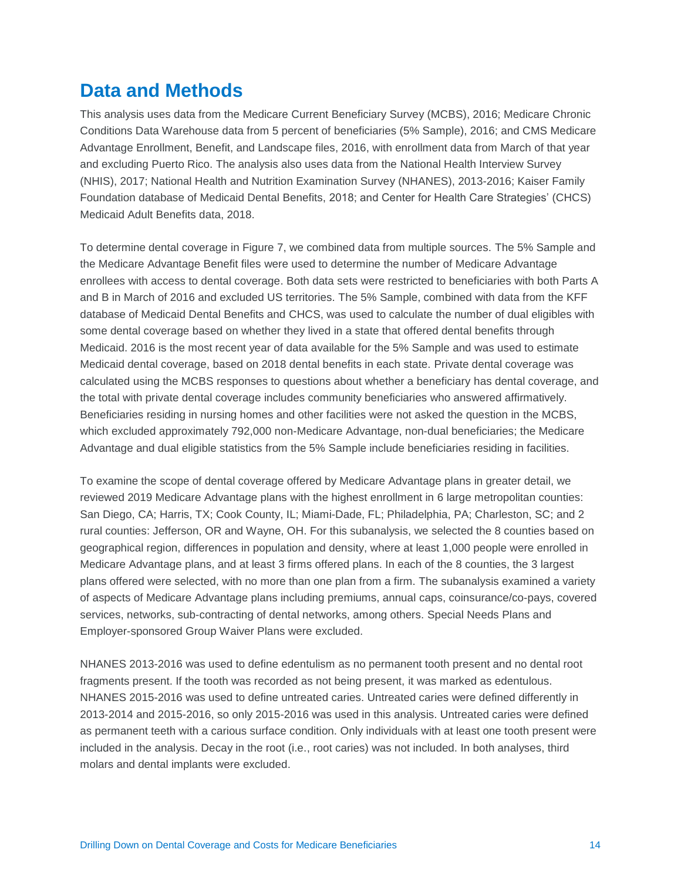## Data and Methods

This analysis uses data from the Medicare Current Beneficiary Survey (MCBS), 2016; Medicare Chronic Conditions Data Warehouse data from 5 percent of beneficiaries (5% Sample), 2016; and CMS Medicare Advantage Enrollment, Benefit, and Landscape files, 2016, with enrollment data from March of that year and excluding Puerto Rico. The analysis also uses data from the National Health Interview Survey (NHIS), 2017; National Health and Nutrition Examination Survey (NHANES), 2013-2016; Kaiser Family Foundation database of Medicaid Dental Benefits, 2018; and Center for Health Care Strategies' (CHCS) Medicaid Adult Benefits data, 2018.

To determine dental coverage in Figure 7, we combined data from multiple sources. The 5% Sample and the Medicare Advantage Benefit files were used to determine the number of Medicare Advantage enrollees with access to dental coverage. Both data sets were restricted to beneficiaries with both Parts A and B in March of 2016 and excluded US territories. The 5% Sample, combined with data from the KFF database of Medicaid Dental Benefits and CHCS, was used to calculate the number of dual eligibles with some dental coverage based on whether they lived in a state that offered dental benefits through Medicaid. 2016 is the most recent year of data available for the 5% Sample and was used to estimate Medicaid dental coverage, based on 2018 dental benefits in each state. Private dental coverage was calculated using the MCBS responses to questions about whether a beneficiary has dental coverage, and the total with private dental coverage includes community beneficiaries who answered affirmatively. Beneficiaries residing in nursing homes and other facilities were not asked the question in the MCBS, which excluded approximately 792,000 non-Medicare Advantage, non-dual beneficiaries; the Medicare Advantage and dual eligible statistics from the 5% Sample include beneficiaries residing in facilities.

To examine the scope of dental coverage offered by Medicare Advantage plans in greater detail, we reviewed 2019 Medicare Advantage plans with the highest enrollment in 6 large metropolitan counties: San Diego, CA; Harris, TX; Cook County, IL; Miami-Dade, FL; Philadelphia, PA; Charleston, SC; and 2 rural counties: Jefferson, OR and Wayne, OH. For this subanalysis, we selected the 8 counties based on geographical region, differences in population and density, where at least 1,000 people were enrolled in Medicare Advantage plans, and at least 3 firms offered plans. In each of the 8 counties, the 3 largest plans offered were selected, with no more than one plan from a firm. The subanalysis examined a variety of aspects of Medicare Advantage plans including premiums, annual caps, coinsurance/co-pays, covered services, networks, sub-contracting of dental networks, among others. Special Needs Plans and Employer-sponsored Group Waiver Plans were excluded.

NHANES 2013-2016 was used to define edentulism as no permanent tooth present and no dental root fragments present. If the tooth was recorded as not being present, it was marked as edentulous. NHANES 2015-2016 was used to define untreated caries. Untreated caries were defined differently in 2013-2014 and 2015-2016, so only 2015-2016 was used in this analysis. Untreated caries were defined as permanent teeth with a carious surface condition. Only individuals with at least one tooth present were included in the analysis. Decay in the root (i.e., root caries) was not included. In both analyses, third molars and dental implants were excluded.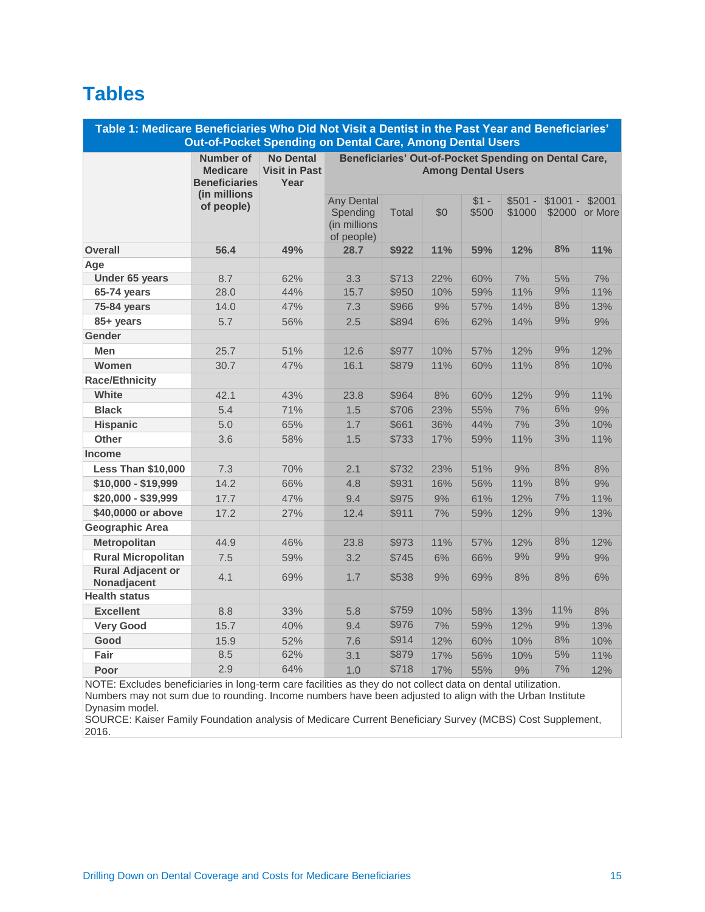# Tables

| Table 1: Medicare Beneficiaries Who Did Not Visit a Dentist in the Past Year and Beneficiaries' Out-of-Pocket Spending on Dental Care, Among Dental Users | | | | | | | | | |
|---|---|---|---|---|---|---|---|---|---|
| | Number of Medicare Beneficiaries (in millions of people) | No Dental Visit in Past Year | Beneficiaries' Out-of-Pocket Spending on Dental Care, Among Dental Users | | | | | | |
| | | | Any Dental Spending (in millions of people) | Total | $0 | $1 - $500 | $501 - $1000 | $1001 - $2000 | $2001 or More |
| **Overall** | **56.4** | **49%** | **28.7** | **$922** | **11%** | **59%** | **12%** | **8%** | **11%** |
| **Age** | | | | | | | | | |
| **Under 65 years** | 8.7 | 62% | 3.3 | $713 | 22% | 60% | 7% | 5% | 7% |
| **65-74 years** | 28.0 | 44% | 15.7 | $950 | 10% | 59% | 11% | 9% | 11% |
| **75-84 years** | 14.0 | 47% | 7.3 | $966 | 9% | 57% | 14% | 8% | 13% |
| **85+ years** | 5.7 | 56% | 2.5 | $894 | 6% | 62% | 14% | 9% | 9% |
| **Gender** | | | | | | | | | |
| **Men** | 25.7 | 51% | 12.6 | $977 | 10% | 57% | 12% | 9% | 12% |
| **Women** | 30.7 | 47% | 16.1 | $879 | 11% | 60% | 11% | 8% | 10% |
| **Race/Ethnicity** | | | | | | | | | |
| **White** | 42.1 | 43% | 23.8 | $964 | 8% | 60% | 12% | 9% | 11% |
| **Black** | 5.4 | 71% | 1.5 | $706 | 23% | 55% | 7% | 6% | 9% |
| **Hispanic** | 5.0 | 65% | 1.7 | $661 | 36% | 44% | 7% | 3% | 10% |
| **Other** | 3.6 | 58% | 1.5 | $733 | 17% | 59% | 11% | 3% | 11% |
| **Income** | | | | | | | | | |
| **Less Than $10,000** | 7.3 | 70% | 2.1 | $732 | 23% | 51% | 9% | 8% | 8% |
| **$10,000 - $19,999** | 14.2 | 66% | 4.8 | $931 | 16% | 56% | 11% | 8% | 9% |
| **$20,000 - $39,999** | 17.7 | 47% | 9.4 | $975 | 9% | 61% | 12% | 7% | 11% |
| **$40,0000 or above** | 17.2 | 27% | 12.4 | $911 | 7% | 59% | 12% | 9% | 13% |
| **Geographic Area** | | | | | | | | | |
| **Metropolitan** | 44.9 | 46% | 23.8 | $973 | 11% | 57% | 12% | 8% | 12% |
| **Rural Micropolitan** | 7.5 | 59% | 3.2 | $745 | 6% | 66% | 9% | 9% | 9% |
| **Rural Adjacent or Nonadjacent** | 4.1 | 69% | 1.7 | $538 | 9% | 69% | 8% | 8% | 6% |
| **Health status** | | | | | | | | | |
| **Excellent** | 8.8 | 33% | 5.8 | $759 | 10% | 58% | 13% | 11% | 8% |
| **Very Good** | 15.7 | 40% | 9.4 | $976 | 7% | 59% | 12% | 9% | 13% |
| **Good** | 15.9 | 52% | 7.6 | $914 | 12% | 60% | 10% | 8% | 10% |
| **Fair** | 8.5 | 62% | 3.1 | $879 | 17% | 56% | 10% | 5% | 11% |
| **Poor** | 2.9 | 64% | 1.0 | $718 | 17% | 55% | 9% | 7% | 12% |

NOTE: Excludes beneficiaries in long-term care facilities as they do not collect data on dental utilization. Numbers may not sum due to rounding. Income numbers have been adjusted to align with the Urban Institute Dynasim model.
SOURCE: Kaiser Family Foundation analysis of Medicare Current Beneficiary Survey (MCBS) Cost Supplement, 2016.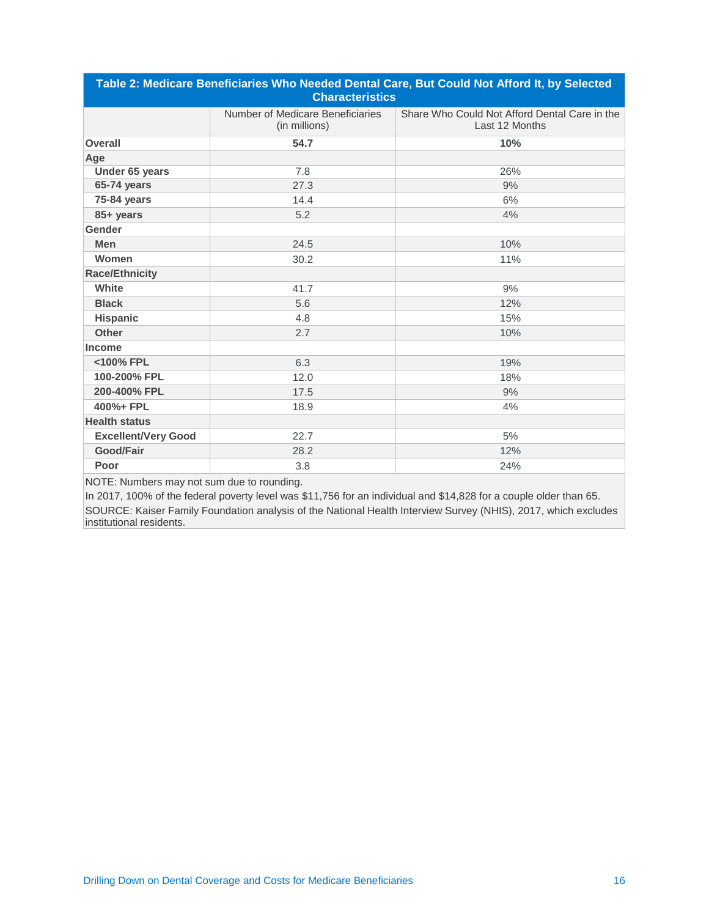**Table 2: Medicare Beneficiaries Who Needed Dental Care, But Could Not Afford It, by Selected Characteristics**

| | Number of Medicare Beneficiaries (in millions) | Share Who Could Not Afford Dental Care in the Last 12 Months |
|---|---|---|
| **Overall** | **54.7** | **10%** |
| **Age** | | |
| **Under 65 years** | 7.8 | 26% |
| **65-74 years** | 27.3 | 9% |
| **75-84 years** | 14.4 | 6% |
| **85+ years** | 5.2 | 4% |
| **Gender** | | |
| **Men** | 24.5 | 10% |
| **Women** | 30.2 | 11% |
| **Race/Ethnicity** | | |
| **White** | 41.7 | 9% |
| **Black** | 5.6 | 12% |
| **Hispanic** | 4.8 | 15% |
| **Other** | 2.7 | 10% |
| **Income** | | |
| **<100% FPL** | 6.3 | 19% |
| **100-200% FPL** | 12.0 | 18% |
| **200-400% FPL** | 17.5 | 9% |
| **400%+ FPL** | 18.9 | 4% |
| **Health status** | | |
| **Excellent/Very Good** | 22.7 | 5% |
| **Good/Fair** | 28.2 | 12% |
| **Poor** | 3.8 | 24% |

NOTE: Numbers may not sum due to rounding.

In 2017, 100% of the federal poverty level was $11,756 for an individual and $14,828 for a couple older than 65.

SOURCE: Kaiser Family Foundation analysis of the National Health Interview Survey (NHIS), 2017, which excludes institutional residents.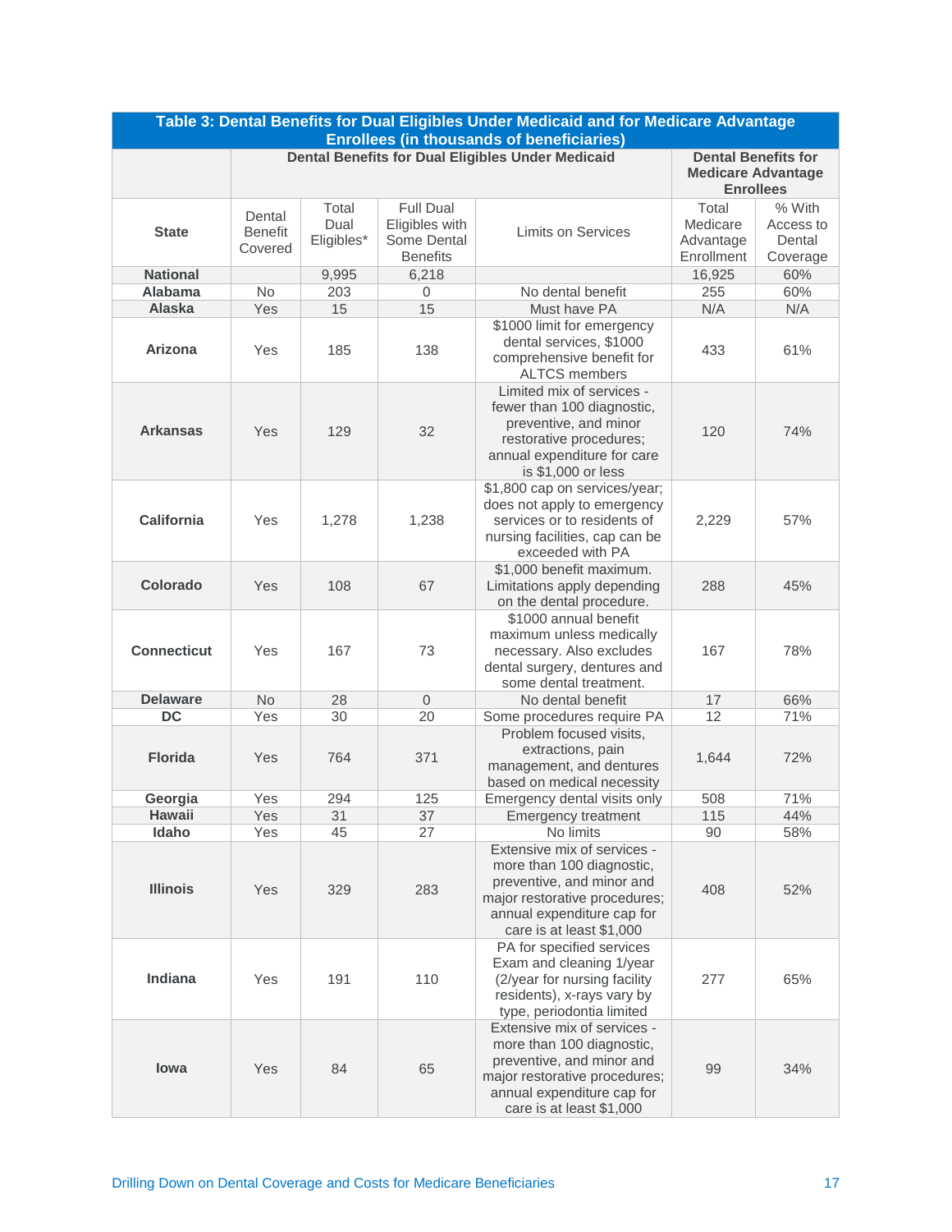**Table 3: Dental Benefits for Dual Eligibles Under Medicaid and for Medicare Advantage Enrollees (in thousands of beneficiaries)**

| State | Dental Benefits for Dual Eligibles Under Medicaid | | | | Dental Benefits for Medicare Advantage Enrollees | |
|---|---|---|---|---|---|---|
| | Dental Benefit Covered | Total Dual Eligibles* | Full Dual Eligibles with Some Dental Benefits | Limits on Services | Total Medicare Advantage Enrollment | % With Access to Dental Coverage |
| **National** | | 9,995 | 6,218 | | 16,925 | 60% |
| **Alabama** | No | 203 | 0 | No dental benefit | 255 | 60% |
| **Alaska** | Yes | 15 | 15 | Must have PA | N/A | N/A |
| **Arizona** | Yes | 185 | 138 | $1000 limit for emergency dental services, $1000 comprehensive benefit for ALTCS members | 433 | 61% |
| **Arkansas** | Yes | 129 | 32 | Limited mix of services - fewer than 100 diagnostic, preventive, and minor restorative procedures; annual expenditure for care is $1,000 or less | 120 | 74% |
| **California** | Yes | 1,278 | 1,238 | $1,800 cap on services/year; does not apply to emergency services or to residents of nursing facilities, cap can be exceeded with PA | 2,229 | 57% |
| **Colorado** | Yes | 108 | 67 | $1,000 benefit maximum. Limitations apply depending on the dental procedure. | 288 | 45% |
| **Connecticut** | Yes | 167 | 73 | $1000 annual benefit maximum unless medically necessary. Also excludes dental surgery, dentures and some dental treatment. | 167 | 78% |
| **Delaware** | No | 28 | 0 | No dental benefit | 17 | 66% |
| **DC** | Yes | 30 | 20 | Some procedures require PA | 12 | 71% |
| **Florida** | Yes | 764 | 371 | Problem focused visits, extractions, pain management, and dentures based on medical necessity | 1,644 | 72% |
| **Georgia** | Yes | 294 | 125 | Emergency dental visits only | 508 | 71% |
| **Hawaii** | Yes | 31 | 37 | Emergency treatment | 115 | 44% |
| **Idaho** | Yes | 45 | 27 | No limits | 90 | 58% |
| **Illinois** | Yes | 329 | 283 | Extensive mix of services - more than 100 diagnostic, preventive, and minor and major restorative procedures; annual expenditure cap for care is at least $1,000 | 408 | 52% |
| **Indiana** | Yes | 191 | 110 | PA for specified services Exam and cleaning 1/year (2/year for nursing facility residents), x-rays vary by type, periodontia limited | 277 | 65% |
| **Iowa** | Yes | 84 | 65 | Extensive mix of services - more than 100 diagnostic, preventive, and minor and major restorative procedures; annual expenditure cap for care is at least $1,000 | 99 | 34% |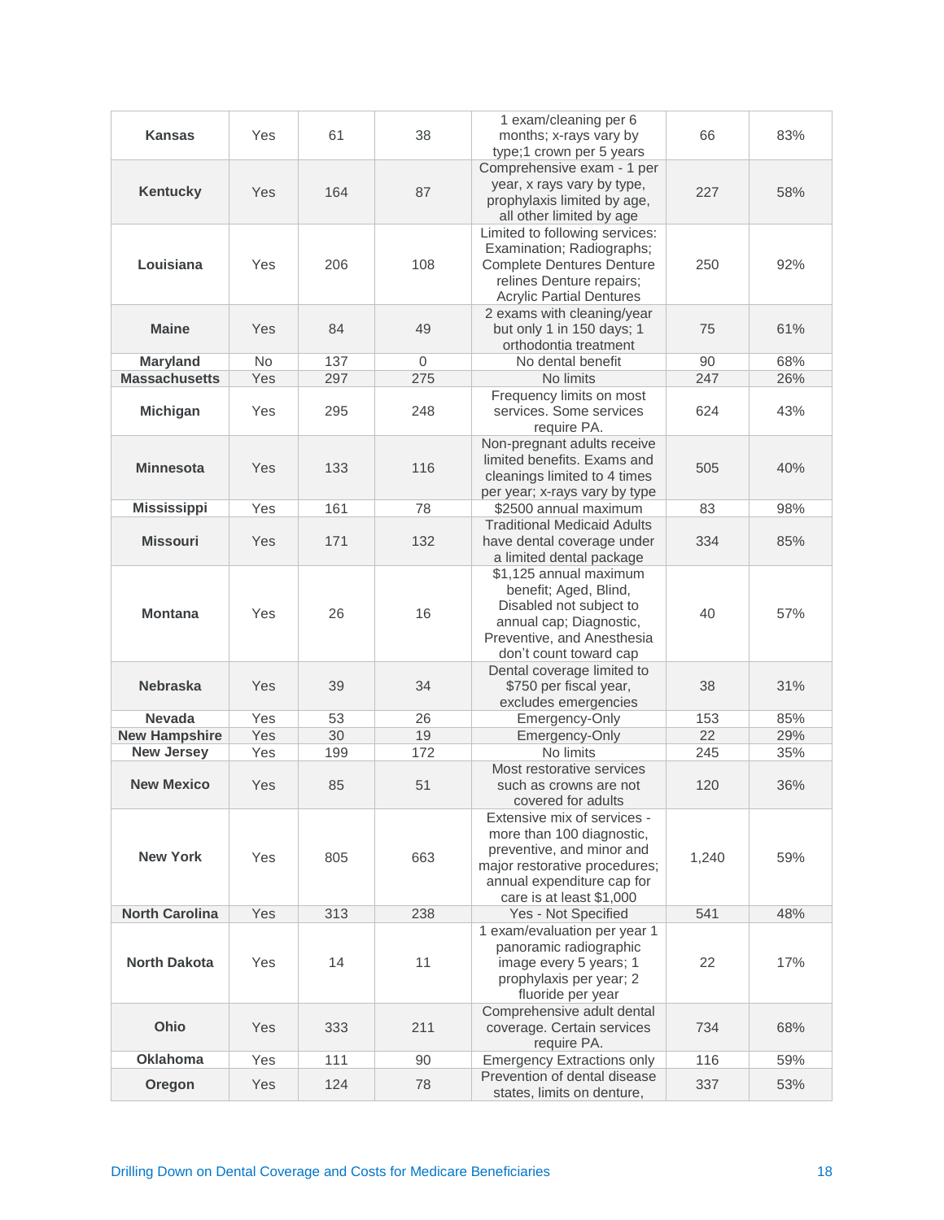| | | | | | | |
|---|---|---|---|---|---|---|
| **Kansas** | Yes | 61 | 38 | 1 exam/cleaning per 6 months; x-rays vary by type;1 crown per 5 years | 66 | 83% |
| **Kentucky** | Yes | 164 | 87 | Comprehensive exam - 1 per year, x rays vary by type, prophylaxis limited by age, all other limited by age | 227 | 58% |
| **Louisiana** | Yes | 206 | 108 | Limited to following services: Examination; Radiographs; Complete Dentures Denture relines Denture repairs; Acrylic Partial Dentures | 250 | 92% |
| **Maine** | Yes | 84 | 49 | 2 exams with cleaning/year but only 1 in 150 days; 1 orthodontia treatment | 75 | 61% |
| **Maryland** | No | 137 | 0 | No dental benefit | 90 | 68% |
| **Massachusetts** | Yes | 297 | 275 | No limits | 247 | 26% |
| **Michigan** | Yes | 295 | 248 | Frequency limits on most services. Some services require PA. | 624 | 43% |
| **Minnesota** | Yes | 133 | 116 | Non-pregnant adults receive limited benefits. Exams and cleanings limited to 4 times per year; x-rays vary by type | 505 | 40% |
| **Mississippi** | Yes | 161 | 78 | $2500 annual maximum | 83 | 98% |
| **Missouri** | Yes | 171 | 132 | Traditional Medicaid Adults have dental coverage under a limited dental package | 334 | 85% |
| **Montana** | Yes | 26 | 16 | $1,125 annual maximum benefit; Aged, Blind, Disabled not subject to annual cap; Diagnostic, Preventive, and Anesthesia don't count toward cap | 40 | 57% |
| **Nebraska** | Yes | 39 | 34 | Dental coverage limited to $750 per fiscal year, excludes emergencies | 38 | 31% |
| **Nevada** | Yes | 53 | 26 | Emergency-Only | 153 | 85% |
| **New Hampshire** | Yes | 30 | 19 | Emergency-Only | 22 | 29% |
| **New Jersey** | Yes | 199 | 172 | No limits | 245 | 35% |
| **New Mexico** | Yes | 85 | 51 | Most restorative services such as crowns are not covered for adults | 120 | 36% |
| **New York** | Yes | 805 | 663 | Extensive mix of services - more than 100 diagnostic, preventive, and minor and major restorative procedures; annual expenditure cap for care is at least $1,000 | 1,240 | 59% |
| **North Carolina** | Yes | 313 | 238 | Yes - Not Specified | 541 | 48% |
| **North Dakota** | Yes | 14 | 11 | 1 exam/evaluation per year 1 panoramic radiographic image every 5 years; 1 prophylaxis per year; 2 fluoride per year | 22 | 17% |
| **Ohio** | Yes | 333 | 211 | Comprehensive adult dental coverage. Certain services require PA. | 734 | 68% |
| **Oklahoma** | Yes | 111 | 90 | Emergency Extractions only | 116 | 59% |
| **Oregon** | Yes | 124 | 78 | Prevention of dental disease states, limits on denture, | 337 | 53% |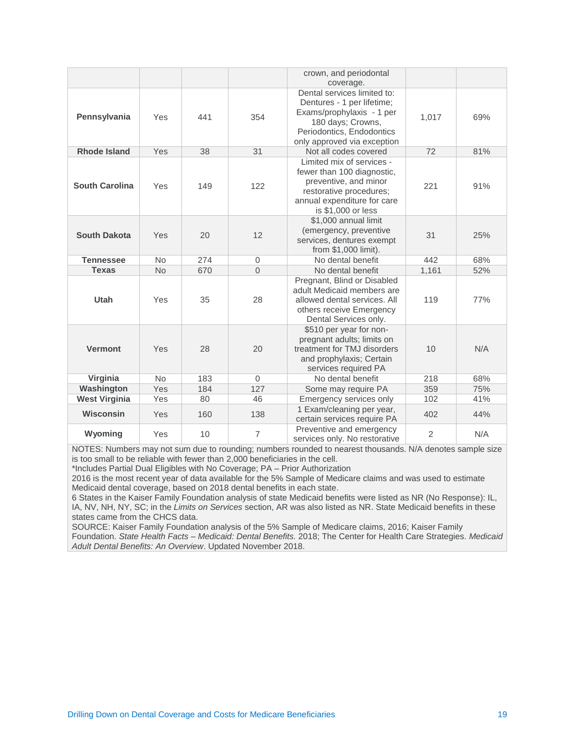| | | | | | | |
|---|---|---|---|---|---|---|
| | | | | crown, and periodontal coverage. | | |
| **Pennsylvania** | Yes | 441 | 354 | Dental services limited to: Dentures - 1 per lifetime; Exams/prophylaxis - 1 per 180 days; Crowns, Periodontics, Endodontics only approved via exception | 1,017 | 69% |
| **Rhode Island** | Yes | 38 | 31 | Not all codes covered | 72 | 81% |
| **South Carolina** | Yes | 149 | 122 | Limited mix of services - fewer than 100 diagnostic, preventive, and minor restorative procedures; annual expenditure for care is $1,000 or less | 221 | 91% |
| **South Dakota** | Yes | 20 | 12 | $1,000 annual limit (emergency, preventive services, dentures exempt from $1,000 limit). | 31 | 25% |
| **Tennessee** | No | 274 | 0 | No dental benefit | 442 | 68% |
| **Texas** | No | 670 | 0 | No dental benefit | 1,161 | 52% |
| **Utah** | Yes | 35 | 28 | Pregnant, Blind or Disabled adult Medicaid members are allowed dental services. All others receive Emergency Dental Services only. | 119 | 77% |
| **Vermont** | Yes | 28 | 20 | $510 per year for non-pregnant adults; limits on treatment for TMJ disorders and prophylaxis; Certain services required PA | 10 | N/A |
| **Virginia** | No | 183 | 0 | No dental benefit | 218 | 68% |
| **Washington** | Yes | 184 | 127 | Some may require PA | 359 | 75% |
| **West Virginia** | Yes | 80 | 46 | Emergency services only | 102 | 41% |
| **Wisconsin** | Yes | 160 | 138 | 1 Exam/cleaning per year, certain services require PA | 402 | 44% |
| **Wyoming** | Yes | 10 | 7 | Preventive and emergency services only. No restorative | 2 | N/A |

NOTES: Numbers may not sum due to rounding; numbers rounded to nearest thousands. N/A denotes sample size is too small to be reliable with fewer than 2,000 beneficiaries in the cell.
*Includes Partial Dual Eligibles with No Coverage; PA – Prior Authorization
2016 is the most recent year of data available for the 5% Sample of Medicare claims and was used to estimate Medicaid dental coverage, based on 2018 dental benefits in each state.
6 States in the Kaiser Family Foundation analysis of state Medicaid benefits were listed as NR (No Response): IL, IA, NV, NH, NY, SC; in the *Limits on Services* section, AR was also listed as NR. State Medicaid benefits in these states came from the CHCS data.
SOURCE: Kaiser Family Foundation analysis of the 5% Sample of Medicare claims, 2016; Kaiser Family Foundation. *State Health Facts – Medicaid: Dental Benefits.* 2018; The Center for Health Care Strategies. *Medicaid Adult Dental Benefits: An Overview*. Updated November 2018.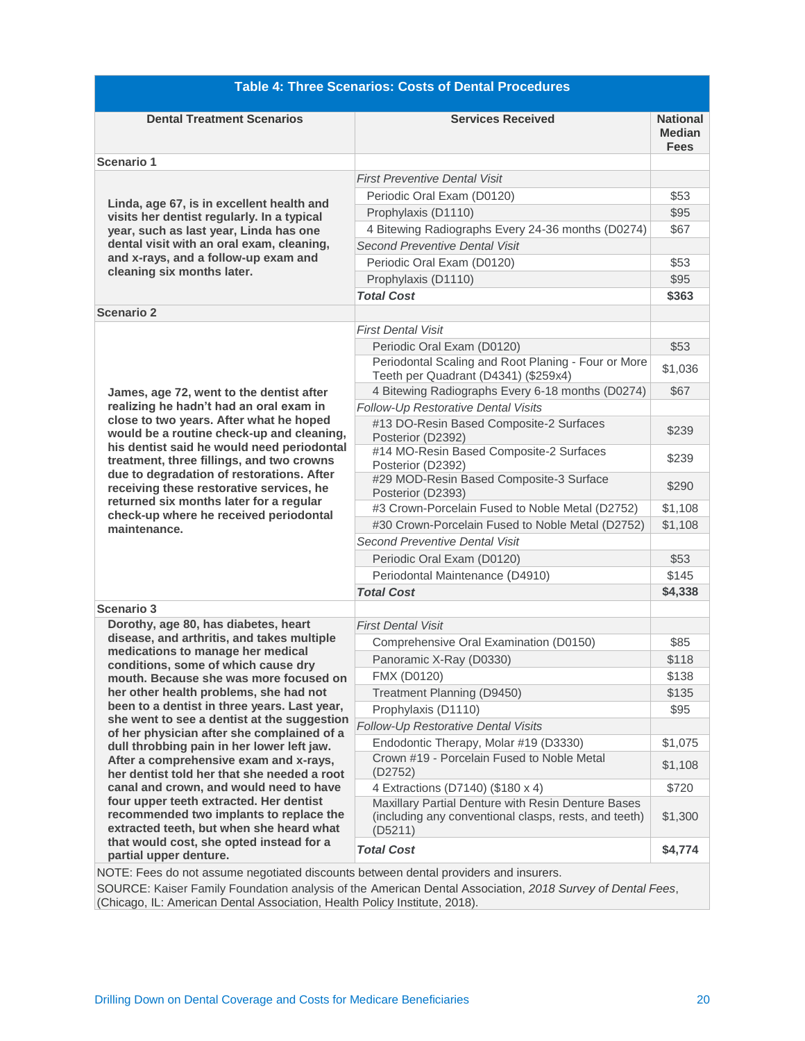**Table 4: Three Scenarios: Costs of Dental Procedures**

| Dental Treatment Scenarios | Services Received | National Median Fees |
|---|---|---|
| **Scenario 1** | | |
| **Linda, age 67, is in excellent health and visits her dentist regularly. In a typical year, such as last year, Linda has one dental visit with an oral exam, cleaning, and x-rays, and a follow-up exam and cleaning six months later.** | *First Preventive Dental Visit* | |
| | Periodic Oral Exam (D0120) | $53 |
| | Prophylaxis (D1110) | $95 |
| | 4 Bitewing Radiographs Every 24-36 months (D0274) | $67 |
| | *Second Preventive Dental Visit* | |
| | Periodic Oral Exam (D0120) | $53 |
| | Prophylaxis (D1110) | $95 |
| | ***Total Cost*** | **$363** |
| **Scenario 2** | | |
| **James, age 72, went to the dentist after realizing he hadn't had an oral exam in close to two years. After what he hoped would be a routine check-up and cleaning, his dentist said he would need periodontal treatment, three fillings, and two crowns due to degradation of restorations. After receiving these restorative services, he returned six months later for a regular check-up where he received periodontal maintenance.** | *First Dental Visit* | |
| | Periodic Oral Exam (D0120) | $53 |
| | Periodontal Scaling and Root Planing - Four or More Teeth per Quadrant (D4341) ($259x4) | $1,036 |
| | 4 Bitewing Radiographs Every 6-18 months (D0274) | $67 |
| | *Follow-Up Restorative Dental Visits* | |
| | #13 DO-Resin Based Composite-2 Surfaces Posterior (D2392) | $239 |
| | #14 MO-Resin Based Composite-2 Surfaces Posterior (D2392) | $239 |
| | #29 MOD-Resin Based Composite-3 Surface Posterior (D2393) | $290 |
| | #3 Crown-Porcelain Fused to Noble Metal (D2752) | $1,108 |
| | #30 Crown-Porcelain Fused to Noble Metal (D2752) | $1,108 |
| | *Second Preventive Dental Visit* | |
| | Periodic Oral Exam (D0120) | $53 |
| | Periodontal Maintenance (D4910) | $145 |
| | ***Total Cost*** | **$4,338** |
| **Scenario 3** | | |
| **Dorothy, age 80, has diabetes, heart disease, and arthritis, and takes multiple medications to manage her medical conditions, some of which cause dry mouth. Because she was more focused on her other health problems, she had not been to a dentist in three years. Last year, she went to see a dentist at the suggestion of her physician after she complained of a dull throbbing pain in her lower left jaw. After a comprehensive exam and x-rays, her dentist told her that she needed a root canal and crown, and would need to have four upper teeth extracted. Her dentist recommended two implants to replace the extracted teeth, but when she heard what that would cost, she opted instead for a partial upper denture.** | *First Dental Visit* | |
| | Comprehensive Oral Examination (D0150) | $85 |
| | Panoramic X-Ray (D0330) | $118 |
| | FMX (D0120) | $138 |
| | Treatment Planning (D9450) | $135 |
| | Prophylaxis (D1110) | $95 |
| | *Follow-Up Restorative Dental Visits* | |
| | Endodontic Therapy, Molar #19 (D3330) | $1,075 |
| | Crown #19 - Porcelain Fused to Noble Metal (D2752) | $1,108 |
| | 4 Extractions (D7140) ($180 x 4) | $720 |
| | Maxillary Partial Denture with Resin Denture Bases (including any conventional clasps, rests, and teeth) (D5211) | $1,300 |
| | ***Total Cost*** | **$4,774** |

NOTE: Fees do not assume negotiated discounts between dental providers and insurers.

SOURCE: Kaiser Family Foundation analysis of the American Dental Association, *2018 Survey of Dental Fees*, (Chicago, IL: American Dental Association, Health Policy Institute, 2018).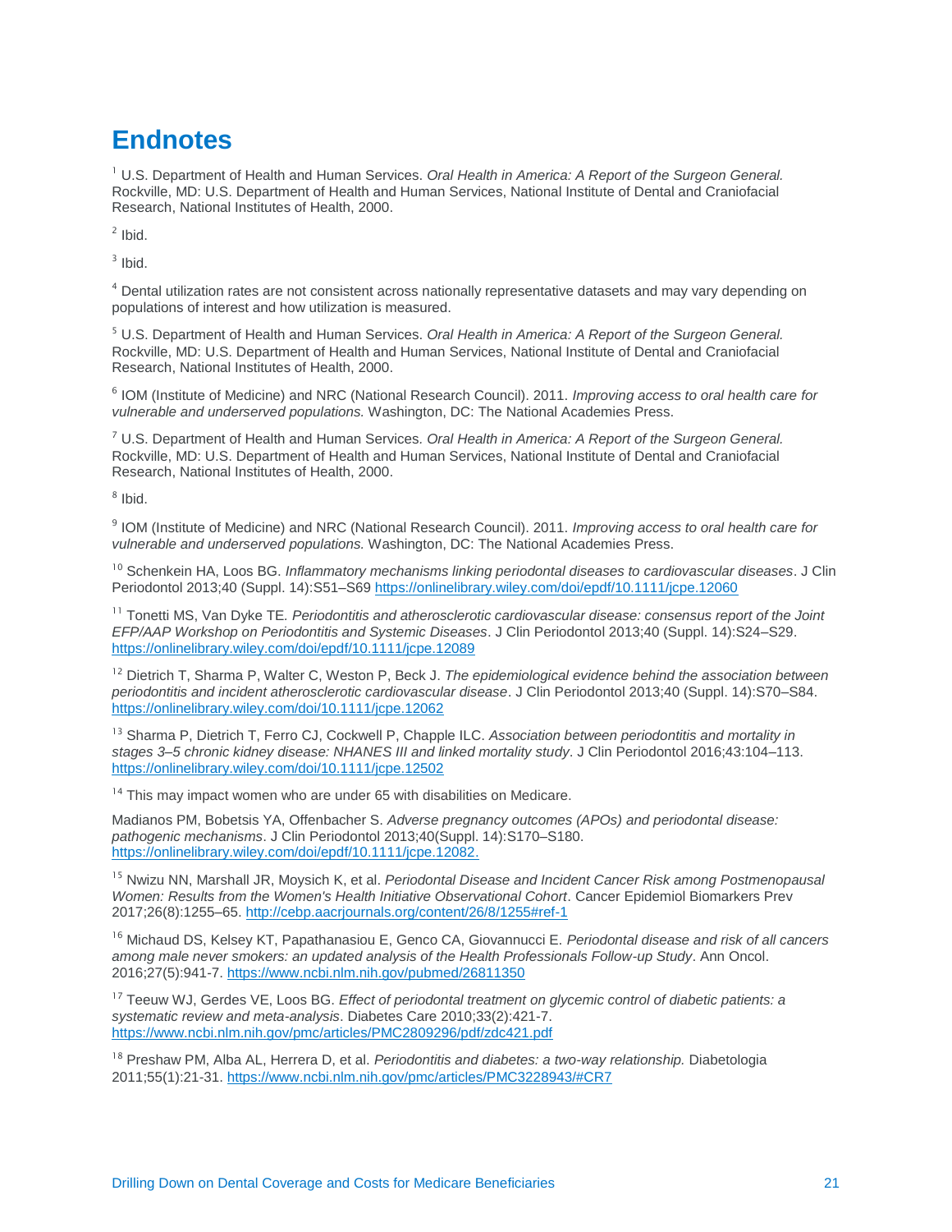# Endnotes

[1] U.S. Department of Health and Human Services. *Oral Health in America: A Report of the Surgeon General.* Rockville, MD: U.S. Department of Health and Human Services, National Institute of Dental and Craniofacial Research, National Institutes of Health, 2000.

[2] Ibid.

[3] Ibid.

[4] Dental utilization rates are not consistent across nationally representative datasets and may vary depending on populations of interest and how utilization is measured.

[5] U.S. Department of Health and Human Services. *Oral Health in America: A Report of the Surgeon General.* Rockville, MD: U.S. Department of Health and Human Services, National Institute of Dental and Craniofacial Research, National Institutes of Health, 2000.

[6] IOM (Institute of Medicine) and NRC (National Research Council). 2011. *Improving access to oral health care for vulnerable and underserved populations.* Washington, DC: The National Academies Press.

[7] U.S. Department of Health and Human Services. *Oral Health in America: A Report of the Surgeon General.* Rockville, MD: U.S. Department of Health and Human Services, National Institute of Dental and Craniofacial Research, National Institutes of Health, 2000.

[8] Ibid.

[9] IOM (Institute of Medicine) and NRC (National Research Council). 2011. *Improving access to oral health care for vulnerable and underserved populations.* Washington, DC: The National Academies Press.

[10] Schenkein HA, Loos BG. *Inflammatory mechanisms linking periodontal diseases to cardiovascular diseases*. J Clin Periodontol 2013;40 (Suppl. 14):S51–S69 https://onlinelibrary.wiley.com/doi/epdf/10.1111/jcpe.12060

[11] Tonetti MS, Van Dyke TE. *Periodontitis and atherosclerotic cardiovascular disease: consensus report of the Joint EFP/AAP Workshop on Periodontitis and Systemic Diseases*. J Clin Periodontol 2013;40 (Suppl. 14):S24–S29. https://onlinelibrary.wiley.com/doi/epdf/10.1111/jcpe.12089

[12] Dietrich T, Sharma P, Walter C, Weston P, Beck J. *The epidemiological evidence behind the association between periodontitis and incident atherosclerotic cardiovascular disease*. J Clin Periodontol 2013;40 (Suppl. 14):S70–S84. https://onlinelibrary.wiley.com/doi/10.1111/jcpe.12062

[13] Sharma P, Dietrich T, Ferro CJ, Cockwell P, Chapple ILC. *Association between periodontitis and mortality in stages 3–5 chronic kidney disease: NHANES III and linked mortality study*. J Clin Periodontol 2016;43:104–113. https://onlinelibrary.wiley.com/doi/10.1111/jcpe.12502

[14] This may impact women who are under 65 with disabilities on Medicare.

Madianos PM, Bobetsis YA, Offenbacher S. *Adverse pregnancy outcomes (APOs) and periodontal disease: pathogenic mechanisms*. J Clin Periodontol 2013;40(Suppl. 14):S170–S180. https://onlinelibrary.wiley.com/doi/epdf/10.1111/jcpe.12082.

[15] Nwizu NN, Marshall JR, Moysich K, et al. *Periodontal Disease and Incident Cancer Risk among Postmenopausal Women: Results from the Women's Health Initiative Observational Cohort*. Cancer Epidemiol Biomarkers Prev 2017;26(8):1255–65. http://cebp.aacrjournals.org/content/26/8/1255#ref-1

[16] Michaud DS, Kelsey KT, Papathanasiou E, Genco CA, Giovannucci E. *Periodontal disease and risk of all cancers among male never smokers: an updated analysis of the Health Professionals Follow-up Study*. Ann Oncol. 2016;27(5):941-7. https://www.ncbi.nlm.nih.gov/pubmed/26811350

[17] Teeuw WJ, Gerdes VE, Loos BG. *Effect of periodontal treatment on glycemic control of diabetic patients: a systematic review and meta-analysis*. Diabetes Care 2010;33(2):421-7. https://www.ncbi.nlm.nih.gov/pmc/articles/PMC2809296/pdf/zdc421.pdf

[18] Preshaw PM, Alba AL, Herrera D, et al. *Periodontitis and diabetes: a two-way relationship.* Diabetologia 2011;55(1):21-31. https://www.ncbi.nlm.nih.gov/pmc/articles/PMC3228943/#CR7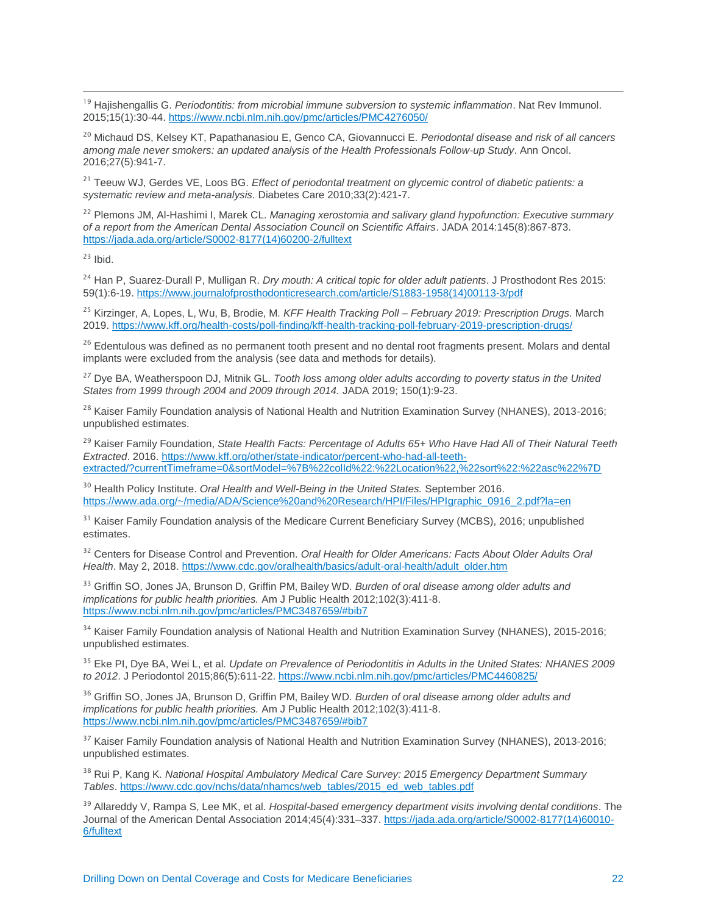[19] Hajishengallis G. *Periodontitis: from microbial immune subversion to systemic inflammation*. Nat Rev Immunol. 2015;15(1):30-44. https://www.ncbi.nlm.nih.gov/pmc/articles/PMC4276050/

[20] Michaud DS, Kelsey KT, Papathanasiou E, Genco CA, Giovannucci E. *Periodontal disease and risk of all cancers among male never smokers: an updated analysis of the Health Professionals Follow-up Study*. Ann Oncol. 2016;27(5):941-7.

[21] Teeuw WJ, Gerdes VE, Loos BG. *Effect of periodontal treatment on glycemic control of diabetic patients: a systematic review and meta-analysis*. Diabetes Care 2010;33(2):421-7.

[22] Plemons JM, Al-Hashimi I, Marek CL. *Managing xerostomia and salivary gland hypofunction: Executive summary of a report from the American Dental Association Council on Scientific Affairs*. JADA 2014:145(8):867-873. https://jada.ada.org/article/S0002-8177(14)60200-2/fulltext

[23] Ibid.

[24] Han P, Suarez-Durall P, Mulligan R. *Dry mouth: A critical topic for older adult patients*. J Prosthodont Res 2015: 59(1):6-19. https://www.journalofprosthodonticresearch.com/article/S1883-1958(14)00113-3/pdf

[25] Kirzinger, A, Lopes, L, Wu, B, Brodie, M. *KFF Health Tracking Poll – February 2019: Prescription Drugs*. March 2019. https://www.kff.org/health-costs/poll-finding/kff-health-tracking-poll-february-2019-prescription-drugs/

[26] Edentulous was defined as no permanent tooth present and no dental root fragments present. Molars and dental implants were excluded from the analysis (see data and methods for details).

[27] Dye BA, Weatherspoon DJ, Mitnik GL. *Tooth loss among older adults according to poverty status in the United States from 1999 through 2004 and 2009 through 2014.* JADA 2019; 150(1):9-23.

[28] Kaiser Family Foundation analysis of National Health and Nutrition Examination Survey (NHANES), 2013-2016; unpublished estimates.

[29] Kaiser Family Foundation, *State Health Facts: Percentage of Adults 65+ Who Have Had All of Their Natural Teeth Extracted*. 2016. https://www.kff.org/other/state-indicator/percent-who-had-all-teeth-extracted/?currentTimeframe=0&sortModel=%7B%22colId%22:%22Location%22,%22sort%22:%22asc%22%7D

[30] Health Policy Institute. *Oral Health and Well-Being in the United States.* September 2016. https://www.ada.org/~/media/ADA/Science%20and%20Research/HPI/Files/HPIgraphic_0916_2.pdf?la=en

[31] Kaiser Family Foundation analysis of the Medicare Current Beneficiary Survey (MCBS), 2016; unpublished estimates.

[32] Centers for Disease Control and Prevention. *Oral Health for Older Americans: Facts About Older Adults Oral Health*. May 2, 2018. https://www.cdc.gov/oralhealth/basics/adult-oral-health/adult_older.htm

[33] Griffin SO, Jones JA, Brunson D, Griffin PM, Bailey WD. *Burden of oral disease among older adults and implications for public health priorities.* Am J Public Health 2012;102(3):411-8. https://www.ncbi.nlm.nih.gov/pmc/articles/PMC3487659/#bib7

[34] Kaiser Family Foundation analysis of National Health and Nutrition Examination Survey (NHANES), 2015-2016; unpublished estimates.

[35] Eke PI, Dye BA, Wei L, et al. *Update on Prevalence of Periodontitis in Adults in the United States: NHANES 2009 to 2012*. J Periodontol 2015;86(5):611-22. https://www.ncbi.nlm.nih.gov/pmc/articles/PMC4460825/

[36] Griffin SO, Jones JA, Brunson D, Griffin PM, Bailey WD. *Burden of oral disease among older adults and implications for public health priorities.* Am J Public Health 2012;102(3):411-8. https://www.ncbi.nlm.nih.gov/pmc/articles/PMC3487659/#bib7

[37] Kaiser Family Foundation analysis of National Health and Nutrition Examination Survey (NHANES), 2013-2016; unpublished estimates.

[38] Rui P, Kang K. *National Hospital Ambulatory Medical Care Survey: 2015 Emergency Department Summary Tables*. https://www.cdc.gov/nchs/data/nhamcs/web_tables/2015_ed_web_tables.pdf

[39] Allareddy V, Rampa S, Lee MK, et al. *Hospital-based emergency department visits involving dental conditions*. The Journal of the American Dental Association 2014;45(4):331–337. https://jada.ada.org/article/S0002-8177(14)60010-6/fulltext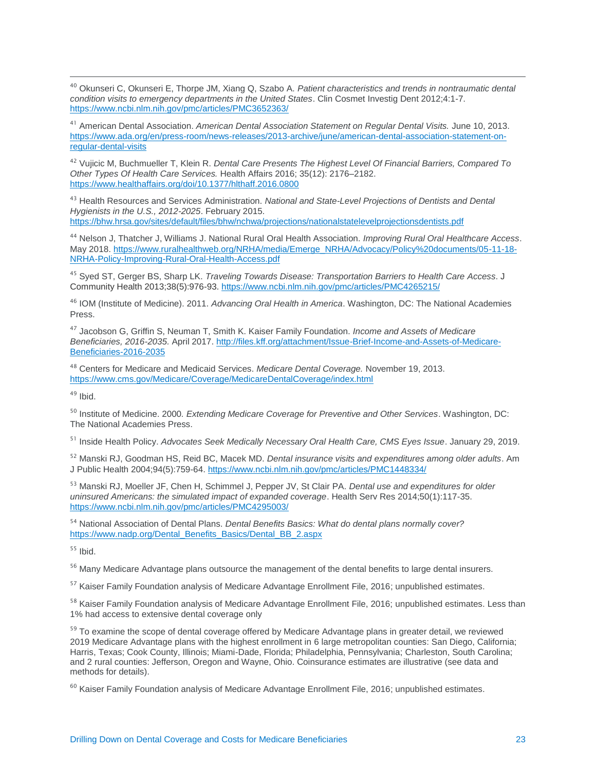[40] Okunseri C, Okunseri E, Thorpe JM, Xiang Q, Szabo A. *Patient characteristics and trends in nontraumatic dental condition visits to emergency departments in the United States*. Clin Cosmet Investig Dent 2012;4:1-7. https://www.ncbi.nlm.nih.gov/pmc/articles/PMC3652363/

[41] American Dental Association. *American Dental Association Statement on Regular Dental Visits.* June 10, 2013. https://www.ada.org/en/press-room/news-releases/2013-archive/june/american-dental-association-statement-on-regular-dental-visits

[42] Vujicic M, Buchmueller T, Klein R. *Dental Care Presents The Highest Level Of Financial Barriers, Compared To Other Types Of Health Care Services.* Health Affairs 2016; 35(12): 2176–2182. https://www.healthaffairs.org/doi/10.1377/hlthaff.2016.0800

[43] Health Resources and Services Administration. *National and State-Level Projections of Dentists and Dental Hygienists in the U.S., 2012-2025*. February 2015. https://bhw.hrsa.gov/sites/default/files/bhw/nchwa/projections/nationalstatelevelprojectionsdentists.pdf

[44] Nelson J, Thatcher J, Williams J. National Rural Oral Health Association. *Improving Rural Oral Healthcare Access*. May 2018. https://www.ruralhealthweb.org/NRHA/media/Emerge_NRHA/Advocacy/Policy%20documents/05-11-18-NRHA-Policy-Improving-Rural-Oral-Health-Access.pdf

[45] Syed ST, Gerger BS, Sharp LK. *Traveling Towards Disease: Transportation Barriers to Health Care Access*. J Community Health 2013;38(5):976-93. https://www.ncbi.nlm.nih.gov/pmc/articles/PMC4265215/

[46] IOM (Institute of Medicine). 2011. *Advancing Oral Health in America*. Washington, DC: The National Academies Press.

[47] Jacobson G, Griffin S, Neuman T, Smith K. Kaiser Family Foundation. *Income and Assets of Medicare Beneficiaries, 2016-2035.* April 2017. http://files.kff.org/attachment/Issue-Brief-Income-and-Assets-of-Medicare-Beneficiaries-2016-2035

[48] Centers for Medicare and Medicaid Services. *Medicare Dental Coverage.* November 19, 2013. https://www.cms.gov/Medicare/Coverage/MedicareDentalCoverage/index.html

[49] Ibid.

[50] Institute of Medicine. 2000. *Extending Medicare Coverage for Preventive and Other Services*. Washington, DC: The National Academies Press.

[51] Inside Health Policy. *Advocates Seek Medically Necessary Oral Health Care, CMS Eyes Issue*. January 29, 2019.

[52] Manski RJ, Goodman HS, Reid BC, Macek MD. *Dental insurance visits and expenditures among older adults*. Am J Public Health 2004;94(5):759-64. https://www.ncbi.nlm.nih.gov/pmc/articles/PMC1448334/

[53] Manski RJ, Moeller JF, Chen H, Schimmel J, Pepper JV, St Clair PA. *Dental use and expenditures for older uninsured Americans: the simulated impact of expanded coverage*. Health Serv Res 2014;50(1):117-35. https://www.ncbi.nlm.nih.gov/pmc/articles/PMC4295003/

[54] National Association of Dental Plans. *Dental Benefits Basics: What do dental plans normally cover?* https://www.nadp.org/Dental_Benefits_Basics/Dental_BB_2.aspx

[55] Ibid.

[56] Many Medicare Advantage plans outsource the management of the dental benefits to large dental insurers.

[57] Kaiser Family Foundation analysis of Medicare Advantage Enrollment File, 2016; unpublished estimates.

[58] Kaiser Family Foundation analysis of Medicare Advantage Enrollment File, 2016; unpublished estimates. Less than 1% had access to extensive dental coverage only

[59] To examine the scope of dental coverage offered by Medicare Advantage plans in greater detail, we reviewed 2019 Medicare Advantage plans with the highest enrollment in 6 large metropolitan counties: San Diego, California; Harris, Texas; Cook County, Illinois; Miami-Dade, Florida; Philadelphia, Pennsylvania; Charleston, South Carolina; and 2 rural counties: Jefferson, Oregon and Wayne, Ohio. Coinsurance estimates are illustrative (see data and methods for details).

[60] Kaiser Family Foundation analysis of Medicare Advantage Enrollment File, 2016; unpublished estimates.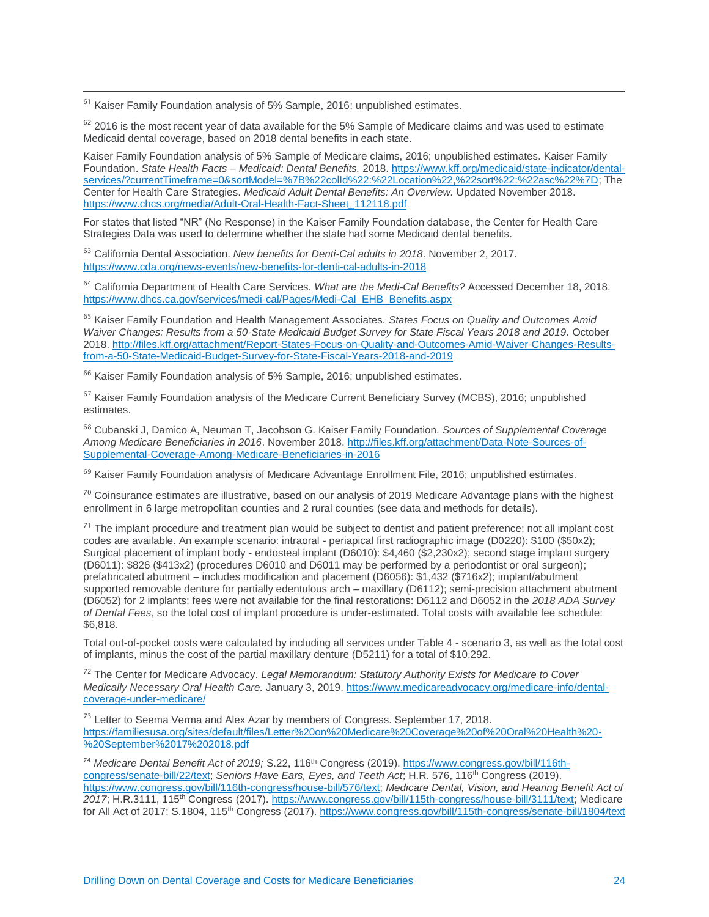[61] Kaiser Family Foundation analysis of 5% Sample, 2016; unpublished estimates.

[62] 2016 is the most recent year of data available for the 5% Sample of Medicare claims and was used to estimate Medicaid dental coverage, based on 2018 dental benefits in each state.

Kaiser Family Foundation analysis of 5% Sample of Medicare claims, 2016; unpublished estimates. Kaiser Family Foundation. *State Health Facts – Medicaid: Dental Benefits.* 2018. https://www.kff.org/medicaid/state-indicator/dental-services/?currentTimeframe=0&sortModel=%7B%22colId%22:%22Location%22,%22sort%22:%22asc%22%7D; The Center for Health Care Strategies. *Medicaid Adult Dental Benefits: An Overview.* Updated November 2018. https://www.chcs.org/media/Adult-Oral-Health-Fact-Sheet_112118.pdf

For states that listed "NR" (No Response) in the Kaiser Family Foundation database, the Center for Health Care Strategies Data was used to determine whether the state had some Medicaid dental benefits.

[63] California Dental Association. *New benefits for Denti-Cal adults in 2018*. November 2, 2017. https://www.cda.org/news-events/new-benefits-for-denti-cal-adults-in-2018

[64] California Department of Health Care Services. *What are the Medi-Cal Benefits?* Accessed December 18, 2018. https://www.dhcs.ca.gov/services/medi-cal/Pages/Medi-Cal_EHB_Benefits.aspx

[65] Kaiser Family Foundation and Health Management Associates. *States Focus on Quality and Outcomes Amid Waiver Changes: Results from a 50-State Medicaid Budget Survey for State Fiscal Years 2018 and 2019*. October 2018. http://files.kff.org/attachment/Report-States-Focus-on-Quality-and-Outcomes-Amid-Waiver-Changes-Results-from-a-50-State-Medicaid-Budget-Survey-for-State-Fiscal-Years-2018-and-2019

[66] Kaiser Family Foundation analysis of 5% Sample, 2016; unpublished estimates.

[67] Kaiser Family Foundation analysis of the Medicare Current Beneficiary Survey (MCBS), 2016; unpublished estimates.

[68] Cubanski J, Damico A, Neuman T, Jacobson G. Kaiser Family Foundation. *Sources of Supplemental Coverage Among Medicare Beneficiaries in 2016*. November 2018. http://files.kff.org/attachment/Data-Note-Sources-of-Supplemental-Coverage-Among-Medicare-Beneficiaries-in-2016

[69] Kaiser Family Foundation analysis of Medicare Advantage Enrollment File, 2016; unpublished estimates.

[70] Coinsurance estimates are illustrative, based on our analysis of 2019 Medicare Advantage plans with the highest enrollment in 6 large metropolitan counties and 2 rural counties (see data and methods for details).

[71] The implant procedure and treatment plan would be subject to dentist and patient preference; not all implant cost codes are available. An example scenario: intraoral - periapical first radiographic image (D0220): $100 ($50x2); Surgical placement of implant body - endosteal implant (D6010): $4,460 ($2,230x2); second stage implant surgery (D6011): $826 ($413x2) (procedures D6010 and D6011 may be performed by a periodontist or oral surgeon); prefabricated abutment – includes modification and placement (D6056): $1,432 ($716x2); implant/abutment supported removable denture for partially edentulous arch – maxillary (D6112); semi-precision attachment abutment (D6052) for 2 implants; fees were not available for the final restorations: D6112 and D6052 in the *2018 ADA Survey of Dental Fees*, so the total cost of implant procedure is under-estimated. Total costs with available fee schedule: $6,818.

Total out-of-pocket costs were calculated by including all services under Table 4 - scenario 3, as well as the total cost of implants, minus the cost of the partial maxillary denture (D5211) for a total of $10,292.

[72] The Center for Medicare Advocacy. *Legal Memorandum: Statutory Authority Exists for Medicare to Cover Medically Necessary Oral Health Care.* January 3, 2019. https://www.medicareadvocacy.org/medicare-info/dental-coverage-under-medicare/

[73] Letter to Seema Verma and Alex Azar by members of Congress. September 17, 2018. https://familiesusa.org/sites/default/files/Letter%20on%20Medicare%20Coverage%20of%20Oral%20Health%20-%20September%2017%202018.pdf

[74] *Medicare Dental Benefit Act of 2019;* S.22, 116th Congress (2019). https://www.congress.gov/bill/116th-congress/senate-bill/22/text; *Seniors Have Ears, Eyes, and Teeth Act*; H.R. 576, 116th Congress (2019). https://www.congress.gov/bill/116th-congress/house-bill/576/text; *Medicare Dental, Vision, and Hearing Benefit Act of 2017*; H.R.3111, 115th Congress (2017). https://www.congress.gov/bill/115th-congress/house-bill/3111/text; Medicare for All Act of 2017; S.1804, 115th Congress (2017). https://www.congress.gov/bill/115th-congress/senate-bill/1804/text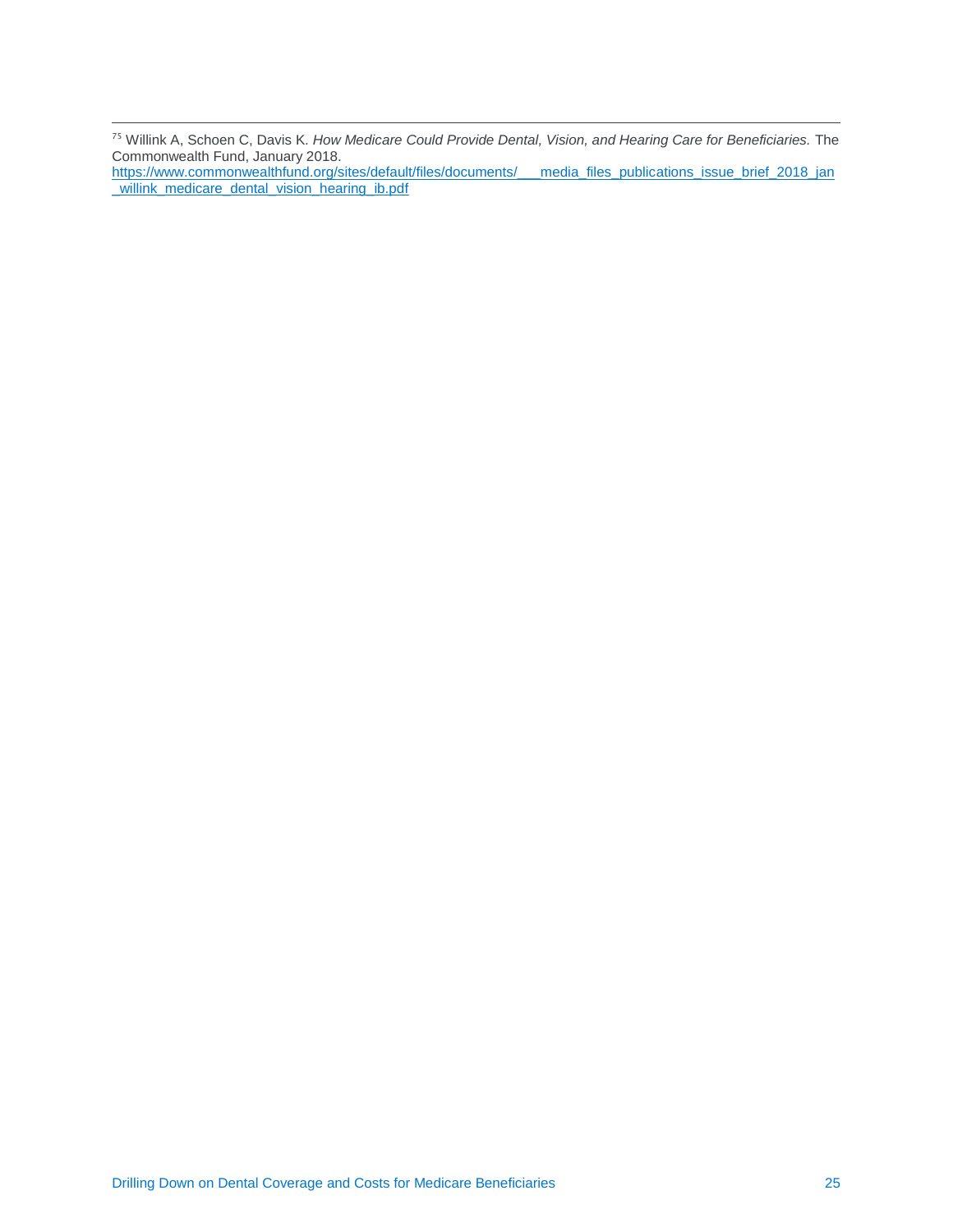[75] Willink A, Schoen C, Davis K. *How Medicare Could Provide Dental, Vision, and Hearing Care for Beneficiaries.* The Commonwealth Fund, January 2018. https://www.commonwealthfund.org/sites/default/files/documents/___media_files_publications_issue_brief_2018_jan_willink_medicare_dental_vision_hearing_ib.pdf